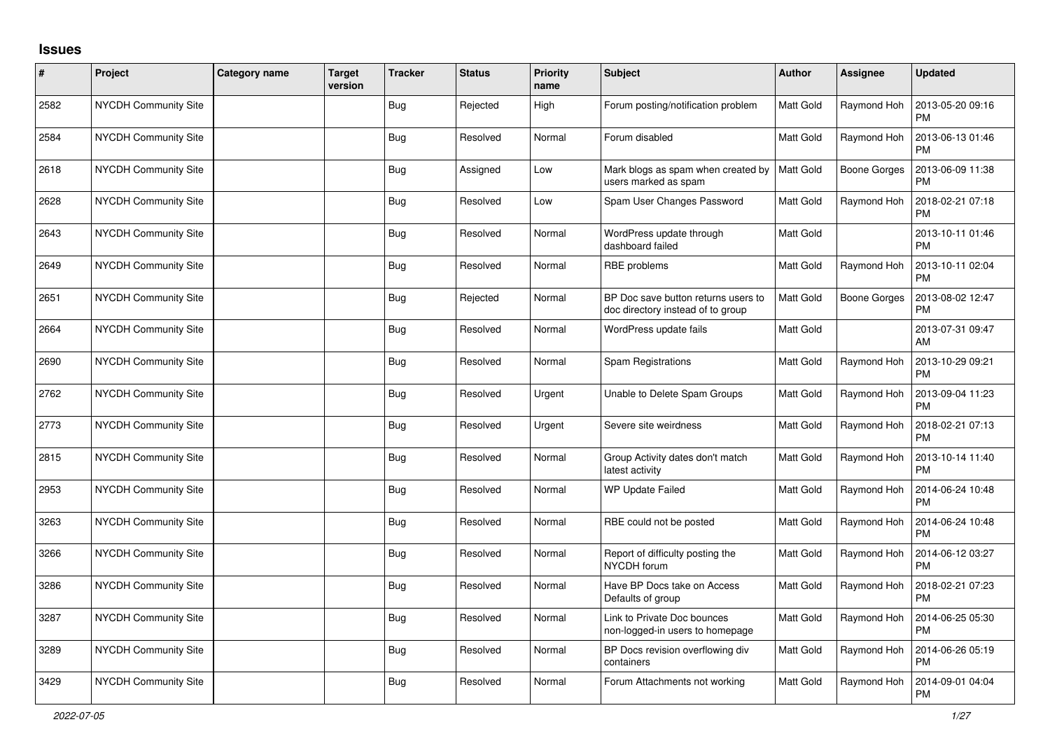## Issues

| # | Project | Category name | Target version | Tracker | Status | Priority name | Subject | Author | Assignee | Updated |
|---|---|---|---|---|---|---|---|---|---|---|
| 2582 | NYCDH Community Site | | | Bug | Rejected | High | Forum posting/notification problem | Matt Gold | Raymond Hoh | 2013-05-20 09:16 PM |
| 2584 | NYCDH Community Site | | | Bug | Resolved | Normal | Forum disabled | Matt Gold | Raymond Hoh | 2013-06-13 01:46 PM |
| 2618 | NYCDH Community Site | | | Bug | Assigned | Low | Mark blogs as spam when created by users marked as spam | Matt Gold | Boone Gorges | 2013-06-09 11:38 PM |
| 2628 | NYCDH Community Site | | | Bug | Resolved | Low | Spam User Changes Password | Matt Gold | Raymond Hoh | 2018-02-21 07:18 PM |
| 2643 | NYCDH Community Site | | | Bug | Resolved | Normal | WordPress update through dashboard failed | Matt Gold | | 2013-10-11 01:46 PM |
| 2649 | NYCDH Community Site | | | Bug | Resolved | Normal | RBE problems | Matt Gold | Raymond Hoh | 2013-10-11 02:04 PM |
| 2651 | NYCDH Community Site | | | Bug | Rejected | Normal | BP Doc save button returns users to doc directory instead of to group | Matt Gold | Boone Gorges | 2013-08-02 12:47 PM |
| 2664 | NYCDH Community Site | | | Bug | Resolved | Normal | WordPress update fails | Matt Gold | | 2013-07-31 09:47 AM |
| 2690 | NYCDH Community Site | | | Bug | Resolved | Normal | Spam Registrations | Matt Gold | Raymond Hoh | 2013-10-29 09:21 PM |
| 2762 | NYCDH Community Site | | | Bug | Resolved | Urgent | Unable to Delete Spam Groups | Matt Gold | Raymond Hoh | 2013-09-04 11:23 PM |
| 2773 | NYCDH Community Site | | | Bug | Resolved | Urgent | Severe site weirdness | Matt Gold | Raymond Hoh | 2018-02-21 07:13 PM |
| 2815 | NYCDH Community Site | | | Bug | Resolved | Normal | Group Activity dates don't match latest activity | Matt Gold | Raymond Hoh | 2013-10-14 11:40 PM |
| 2953 | NYCDH Community Site | | | Bug | Resolved | Normal | WP Update Failed | Matt Gold | Raymond Hoh | 2014-06-24 10:48 PM |
| 3263 | NYCDH Community Site | | | Bug | Resolved | Normal | RBE could not be posted | Matt Gold | Raymond Hoh | 2014-06-24 10:48 PM |
| 3266 | NYCDH Community Site | | | Bug | Resolved | Normal | Report of difficulty posting the NYCDH forum | Matt Gold | Raymond Hoh | 2014-06-12 03:27 PM |
| 3286 | NYCDH Community Site | | | Bug | Resolved | Normal | Have BP Docs take on Access Defaults of group | Matt Gold | Raymond Hoh | 2018-02-21 07:23 PM |
| 3287 | NYCDH Community Site | | | Bug | Resolved | Normal | Link to Private Doc bounces non-logged-in users to homepage | Matt Gold | Raymond Hoh | 2014-06-25 05:30 PM |
| 3289 | NYCDH Community Site | | | Bug | Resolved | Normal | BP Docs revision overflowing div containers | Matt Gold | Raymond Hoh | 2014-06-26 05:19 PM |
| 3429 | NYCDH Community Site | | | Bug | Resolved | Normal | Forum Attachments not working | Matt Gold | Raymond Hoh | 2014-09-01 04:04 PM |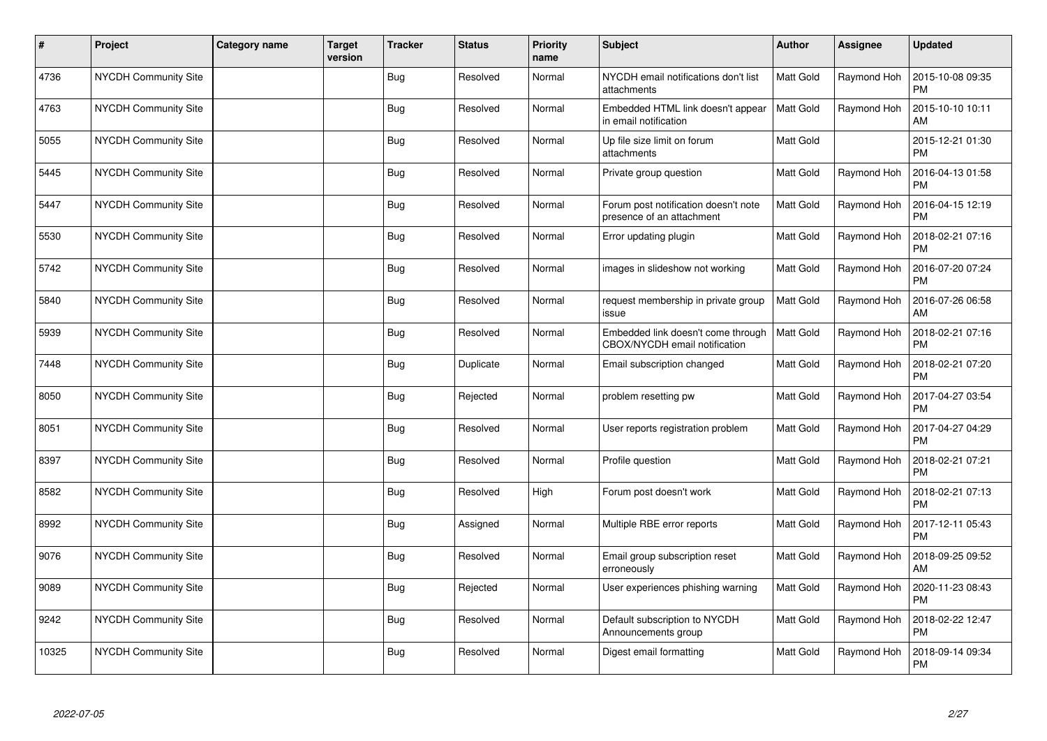| # | Project | Category name | Target version | Tracker | Status | Priority name | Subject | Author | Assignee | Updated |
|---|---|---|---|---|---|---|---|---|---|---|
| 4736 | NYCDH Community Site | | | Bug | Resolved | Normal | NYCDH email notifications don't list attachments | Matt Gold | Raymond Hoh | 2015-10-08 09:35 PM |
| 4763 | NYCDH Community Site | | | Bug | Resolved | Normal | Embedded HTML link doesn't appear in email notification | Matt Gold | Raymond Hoh | 2015-10-10 10:11 AM |
| 5055 | NYCDH Community Site | | | Bug | Resolved | Normal | Up file size limit on forum attachments | Matt Gold | | 2015-12-21 01:30 PM |
| 5445 | NYCDH Community Site | | | Bug | Resolved | Normal | Private group question | Matt Gold | Raymond Hoh | 2016-04-13 01:58 PM |
| 5447 | NYCDH Community Site | | | Bug | Resolved | Normal | Forum post notification doesn't note presence of an attachment | Matt Gold | Raymond Hoh | 2016-04-15 12:19 PM |
| 5530 | NYCDH Community Site | | | Bug | Resolved | Normal | Error updating plugin | Matt Gold | Raymond Hoh | 2018-02-21 07:16 PM |
| 5742 | NYCDH Community Site | | | Bug | Resolved | Normal | images in slideshow not working | Matt Gold | Raymond Hoh | 2016-07-20 07:24 PM |
| 5840 | NYCDH Community Site | | | Bug | Resolved | Normal | request membership in private group issue | Matt Gold | Raymond Hoh | 2016-07-26 06:58 AM |
| 5939 | NYCDH Community Site | | | Bug | Resolved | Normal | Embedded link doesn't come through CBOX/NYCDH email notification | Matt Gold | Raymond Hoh | 2018-02-21 07:16 PM |
| 7448 | NYCDH Community Site | | | Bug | Duplicate | Normal | Email subscription changed | Matt Gold | Raymond Hoh | 2018-02-21 07:20 PM |
| 8050 | NYCDH Community Site | | | Bug | Rejected | Normal | problem resetting pw | Matt Gold | Raymond Hoh | 2017-04-27 03:54 PM |
| 8051 | NYCDH Community Site | | | Bug | Resolved | Normal | User reports registration problem | Matt Gold | Raymond Hoh | 2017-04-27 04:29 PM |
| 8397 | NYCDH Community Site | | | Bug | Resolved | Normal | Profile question | Matt Gold | Raymond Hoh | 2018-02-21 07:21 PM |
| 8582 | NYCDH Community Site | | | Bug | Resolved | High | Forum post doesn't work | Matt Gold | Raymond Hoh | 2018-02-21 07:13 PM |
| 8992 | NYCDH Community Site | | | Bug | Assigned | Normal | Multiple RBE error reports | Matt Gold | Raymond Hoh | 2017-12-11 05:43 PM |
| 9076 | NYCDH Community Site | | | Bug | Resolved | Normal | Email group subscription reset erroneously | Matt Gold | Raymond Hoh | 2018-09-25 09:52 AM |
| 9089 | NYCDH Community Site | | | Bug | Rejected | Normal | User experiences phishing warning | Matt Gold | Raymond Hoh | 2020-11-23 08:43 PM |
| 9242 | NYCDH Community Site | | | Bug | Resolved | Normal | Default subscription to NYCDH Announcements group | Matt Gold | Raymond Hoh | 2018-02-22 12:47 PM |
| 10325 | NYCDH Community Site | | | Bug | Resolved | Normal | Digest email formatting | Matt Gold | Raymond Hoh | 2018-09-14 09:34 PM |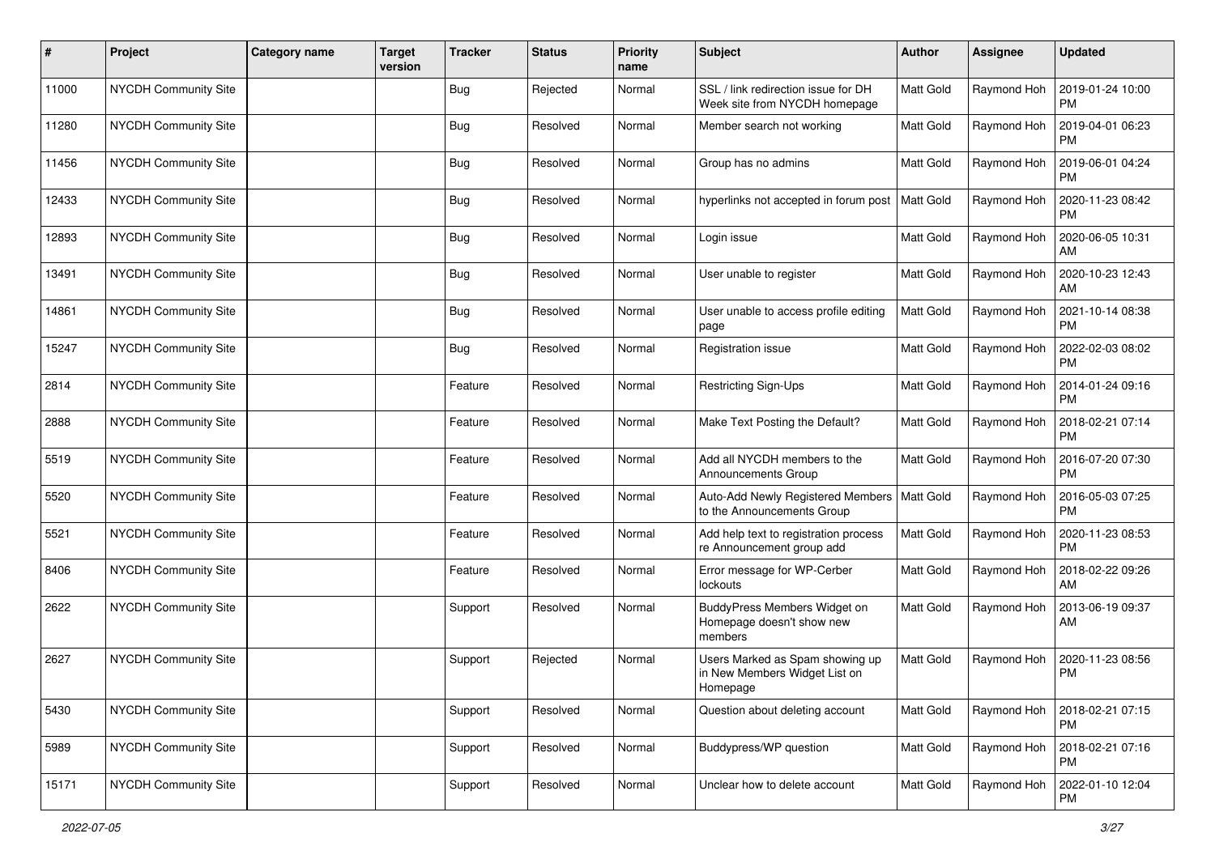| # | Project | Category name | Target version | Tracker | Status | Priority name | Subject | Author | Assignee | Updated |
|---|---|---|---|---|---|---|---|---|---|---|
| 11000 | NYCDH Community Site | | | Bug | Rejected | Normal | SSL / link redirection issue for DH Week site from NYCDH homepage | Matt Gold | Raymond Hoh | 2019-01-24 10:00 PM |
| 11280 | NYCDH Community Site | | | Bug | Resolved | Normal | Member search not working | Matt Gold | Raymond Hoh | 2019-04-01 06:23 PM |
| 11456 | NYCDH Community Site | | | Bug | Resolved | Normal | Group has no admins | Matt Gold | Raymond Hoh | 2019-06-01 04:24 PM |
| 12433 | NYCDH Community Site | | | Bug | Resolved | Normal | hyperlinks not accepted in forum post | Matt Gold | Raymond Hoh | 2020-11-23 08:42 PM |
| 12893 | NYCDH Community Site | | | Bug | Resolved | Normal | Login issue | Matt Gold | Raymond Hoh | 2020-06-05 10:31 AM |
| 13491 | NYCDH Community Site | | | Bug | Resolved | Normal | User unable to register | Matt Gold | Raymond Hoh | 2020-10-23 12:43 AM |
| 14861 | NYCDH Community Site | | | Bug | Resolved | Normal | User unable to access profile editing page | Matt Gold | Raymond Hoh | 2021-10-14 08:38 PM |
| 15247 | NYCDH Community Site | | | Bug | Resolved | Normal | Registration issue | Matt Gold | Raymond Hoh | 2022-02-03 08:02 PM |
| 2814 | NYCDH Community Site | | | Feature | Resolved | Normal | Restricting Sign-Ups | Matt Gold | Raymond Hoh | 2014-01-24 09:16 PM |
| 2888 | NYCDH Community Site | | | Feature | Resolved | Normal | Make Text Posting the Default? | Matt Gold | Raymond Hoh | 2018-02-21 07:14 PM |
| 5519 | NYCDH Community Site | | | Feature | Resolved | Normal | Add all NYCDH members to the Announcements Group | Matt Gold | Raymond Hoh | 2016-07-20 07:30 PM |
| 5520 | NYCDH Community Site | | | Feature | Resolved | Normal | Auto-Add Newly Registered Members to the Announcements Group | Matt Gold | Raymond Hoh | 2016-05-03 07:25 PM |
| 5521 | NYCDH Community Site | | | Feature | Resolved | Normal | Add help text to registration process re Announcement group add | Matt Gold | Raymond Hoh | 2020-11-23 08:53 PM |
| 8406 | NYCDH Community Site | | | Feature | Resolved | Normal | Error message for WP-Cerber lockouts | Matt Gold | Raymond Hoh | 2018-02-22 09:26 AM |
| 2622 | NYCDH Community Site | | | Support | Resolved | Normal | BuddyPress Members Widget on Homepage doesn't show new members | Matt Gold | Raymond Hoh | 2013-06-19 09:37 AM |
| 2627 | NYCDH Community Site | | | Support | Rejected | Normal | Users Marked as Spam showing up in New Members Widget List on Homepage | Matt Gold | Raymond Hoh | 2020-11-23 08:56 PM |
| 5430 | NYCDH Community Site | | | Support | Resolved | Normal | Question about deleting account | Matt Gold | Raymond Hoh | 2018-02-21 07:15 PM |
| 5989 | NYCDH Community Site | | | Support | Resolved | Normal | Buddypress/WP question | Matt Gold | Raymond Hoh | 2018-02-21 07:16 PM |
| 15171 | NYCDH Community Site | | | Support | Resolved | Normal | Unclear how to delete account | Matt Gold | Raymond Hoh | 2022-01-10 12:04 PM |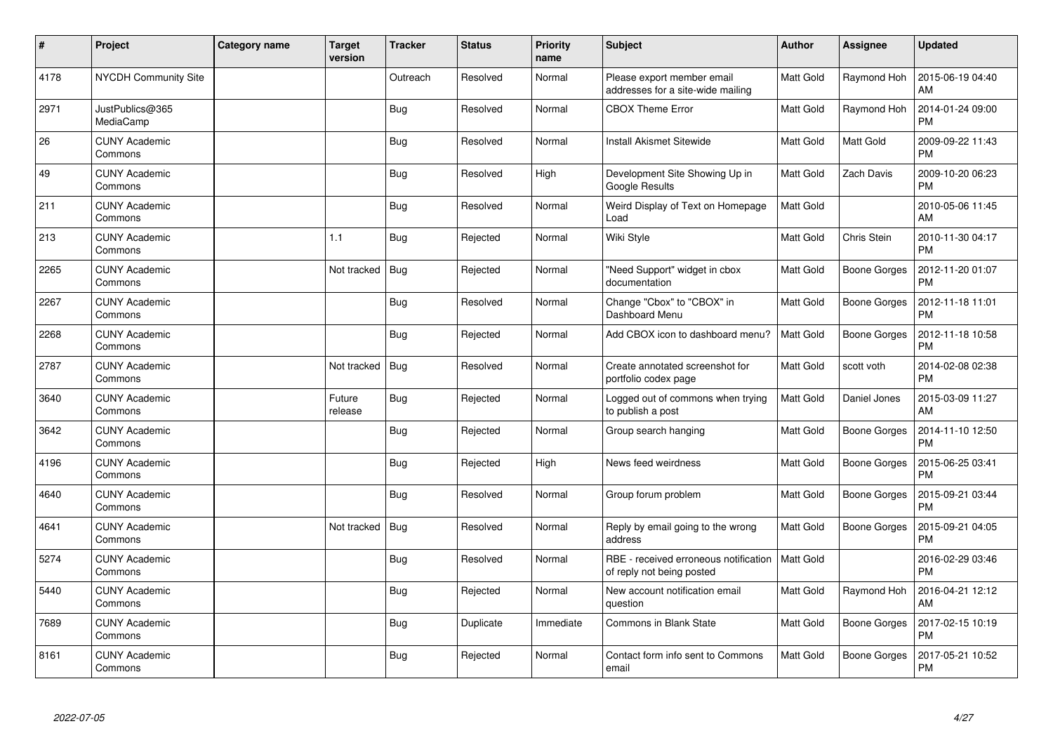| # | Project | Category name | Target version | Tracker | Status | Priority name | Subject | Author | Assignee | Updated |
|---|---|---|---|---|---|---|---|---|---|---|
| 4178 | NYCDH Community Site | | | Outreach | Resolved | Normal | Please export member email addresses for a site-wide mailing | Matt Gold | Raymond Hoh | 2015-06-19 04:40 AM |
| 2971 | JustPublics@365 MediaCamp | | | Bug | Resolved | Normal | CBOX Theme Error | Matt Gold | Raymond Hoh | 2014-01-24 09:00 PM |
| 26 | CUNY Academic Commons | | | Bug | Resolved | Normal | Install Akismet Sitewide | Matt Gold | Matt Gold | 2009-09-22 11:43 PM |
| 49 | CUNY Academic Commons | | | Bug | Resolved | High | Development Site Showing Up in Google Results | Matt Gold | Zach Davis | 2009-10-20 06:23 PM |
| 211 | CUNY Academic Commons | | | Bug | Resolved | Normal | Weird Display of Text on Homepage Load | Matt Gold | | 2010-05-06 11:45 AM |
| 213 | CUNY Academic Commons | | 1.1 | Bug | Rejected | Normal | Wiki Style | Matt Gold | Chris Stein | 2010-11-30 04:17 PM |
| 2265 | CUNY Academic Commons | | Not tracked | Bug | Rejected | Normal | "Need Support" widget in cbox documentation | Matt Gold | Boone Gorges | 2012-11-20 01:07 PM |
| 2267 | CUNY Academic Commons | | | Bug | Resolved | Normal | Change "Cbox" to "CBOX" in Dashboard Menu | Matt Gold | Boone Gorges | 2012-11-18 11:01 PM |
| 2268 | CUNY Academic Commons | | | Bug | Rejected | Normal | Add CBOX icon to dashboard menu? | Matt Gold | Boone Gorges | 2012-11-18 10:58 PM |
| 2787 | CUNY Academic Commons | | Not tracked | Bug | Resolved | Normal | Create annotated screenshot for portfolio codex page | Matt Gold | scott voth | 2014-02-08 02:38 PM |
| 3640 | CUNY Academic Commons | | Future release | Bug | Rejected | Normal | Logged out of commons when trying to publish a post | Matt Gold | Daniel Jones | 2015-03-09 11:27 AM |
| 3642 | CUNY Academic Commons | | | Bug | Rejected | Normal | Group search hanging | Matt Gold | Boone Gorges | 2014-11-10 12:50 PM |
| 4196 | CUNY Academic Commons | | | Bug | Rejected | High | News feed weirdness | Matt Gold | Boone Gorges | 2015-06-25 03:41 PM |
| 4640 | CUNY Academic Commons | | | Bug | Resolved | Normal | Group forum problem | Matt Gold | Boone Gorges | 2015-09-21 03:44 PM |
| 4641 | CUNY Academic Commons | | Not tracked | Bug | Resolved | Normal | Reply by email going to the wrong address | Matt Gold | Boone Gorges | 2015-09-21 04:05 PM |
| 5274 | CUNY Academic Commons | | | Bug | Resolved | Normal | RBE - received erroneous notification of reply not being posted | Matt Gold | | 2016-02-29 03:46 PM |
| 5440 | CUNY Academic Commons | | | Bug | Rejected | Normal | New account notification email question | Matt Gold | Raymond Hoh | 2016-04-21 12:12 AM |
| 7689 | CUNY Academic Commons | | | Bug | Duplicate | Immediate | Commons in Blank State | Matt Gold | Boone Gorges | 2017-02-15 10:19 PM |
| 8161 | CUNY Academic Commons | | | Bug | Rejected | Normal | Contact form info sent to Commons email | Matt Gold | Boone Gorges | 2017-05-21 10:52 PM |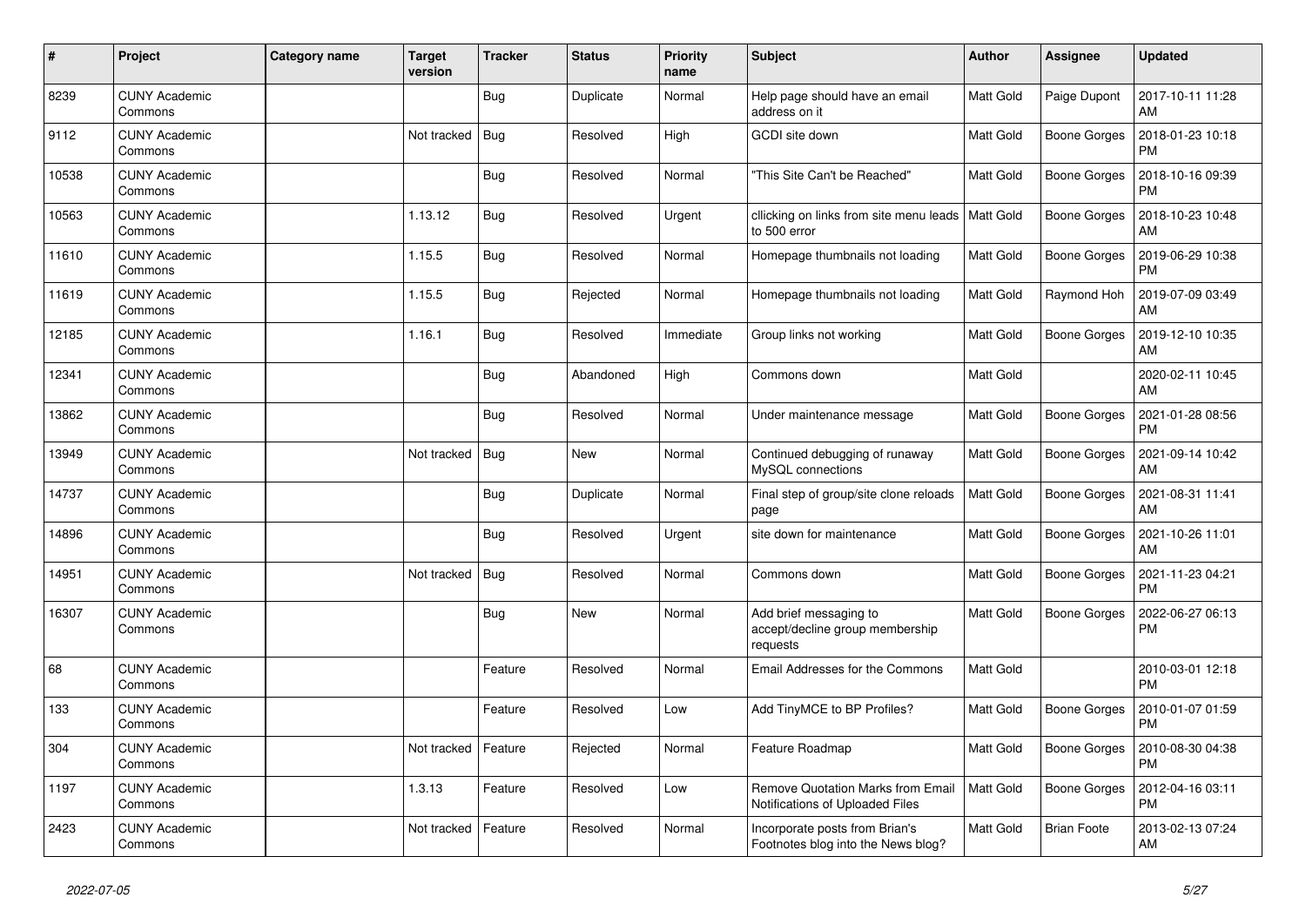| # | Project | Category name | Target version | Tracker | Status | Priority name | Subject | Author | Assignee | Updated |
|---|---|---|---|---|---|---|---|---|---|---|
| 8239 | CUNY Academic Commons | | | Bug | Duplicate | Normal | Help page should have an email address on it | Matt Gold | Paige Dupont | 2017-10-11 11:28 AM |
| 9112 | CUNY Academic Commons | | Not tracked | Bug | Resolved | High | GCDI site down | Matt Gold | Boone Gorges | 2018-01-23 10:18 PM |
| 10538 | CUNY Academic Commons | | | Bug | Resolved | Normal | "This Site Can't be Reached" | Matt Gold | Boone Gorges | 2018-10-16 09:39 PM |
| 10563 | CUNY Academic Commons | | 1.13.12 | Bug | Resolved | Urgent | cllicking on links from site menu leads to 500 error | Matt Gold | Boone Gorges | 2018-10-23 10:48 AM |
| 11610 | CUNY Academic Commons | | 1.15.5 | Bug | Resolved | Normal | Homepage thumbnails not loading | Matt Gold | Boone Gorges | 2019-06-29 10:38 PM |
| 11619 | CUNY Academic Commons | | 1.15.5 | Bug | Rejected | Normal | Homepage thumbnails not loading | Matt Gold | Raymond Hoh | 2019-07-09 03:49 AM |
| 12185 | CUNY Academic Commons | | 1.16.1 | Bug | Resolved | Immediate | Group links not working | Matt Gold | Boone Gorges | 2019-12-10 10:35 AM |
| 12341 | CUNY Academic Commons | | | Bug | Abandoned | High | Commons down | Matt Gold | | 2020-02-11 10:45 AM |
| 13862 | CUNY Academic Commons | | | Bug | Resolved | Normal | Under maintenance message | Matt Gold | Boone Gorges | 2021-01-28 08:56 PM |
| 13949 | CUNY Academic Commons | | Not tracked | Bug | New | Normal | Continued debugging of runaway MySQL connections | Matt Gold | Boone Gorges | 2021-09-14 10:42 AM |
| 14737 | CUNY Academic Commons | | | Bug | Duplicate | Normal | Final step of group/site clone reloads page | Matt Gold | Boone Gorges | 2021-08-31 11:41 AM |
| 14896 | CUNY Academic Commons | | | Bug | Resolved | Urgent | site down for maintenance | Matt Gold | Boone Gorges | 2021-10-26 11:01 AM |
| 14951 | CUNY Academic Commons | | Not tracked | Bug | Resolved | Normal | Commons down | Matt Gold | Boone Gorges | 2021-11-23 04:21 PM |
| 16307 | CUNY Academic Commons | | | Bug | New | Normal | Add brief messaging to accept/decline group membership requests | Matt Gold | Boone Gorges | 2022-06-27 06:13 PM |
| 68 | CUNY Academic Commons | | | Feature | Resolved | Normal | Email Addresses for the Commons | Matt Gold | | 2010-03-01 12:18 PM |
| 133 | CUNY Academic Commons | | | Feature | Resolved | Low | Add TinyMCE to BP Profiles? | Matt Gold | Boone Gorges | 2010-01-07 01:59 PM |
| 304 | CUNY Academic Commons | | Not tracked | Feature | Rejected | Normal | Feature Roadmap | Matt Gold | Boone Gorges | 2010-08-30 04:38 PM |
| 1197 | CUNY Academic Commons | | 1.3.13 | Feature | Resolved | Low | Remove Quotation Marks from Email Notifications of Uploaded Files | Matt Gold | Boone Gorges | 2012-04-16 03:11 PM |
| 2423 | CUNY Academic Commons | | Not tracked | Feature | Resolved | Normal | Incorporate posts from Brian's Footnotes blog into the News blog? | Matt Gold | Brian Foote | 2013-02-13 07:24 AM |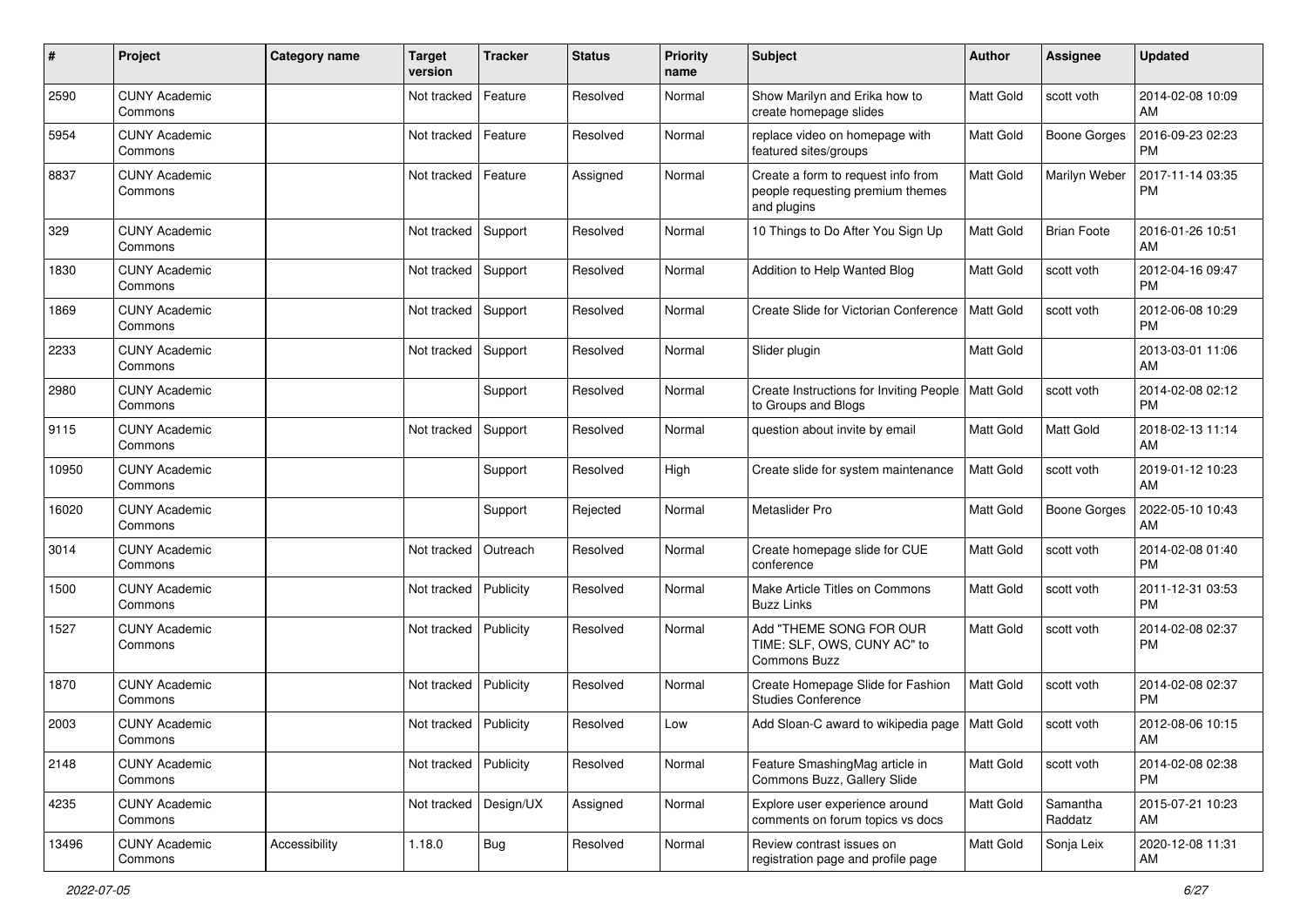| # | Project | Category name | Target version | Tracker | Status | Priority name | Subject | Author | Assignee | Updated |
|---|---|---|---|---|---|---|---|---|---|---|
| 2590 | CUNY Academic Commons | | Not tracked | Feature | Resolved | Normal | Show Marilyn and Erika how to create homepage slides | Matt Gold | scott voth | 2014-02-08 10:09 AM |
| 5954 | CUNY Academic Commons | | Not tracked | Feature | Resolved | Normal | replace video on homepage with featured sites/groups | Matt Gold | Boone Gorges | 2016-09-23 02:23 PM |
| 8837 | CUNY Academic Commons | | Not tracked | Feature | Assigned | Normal | Create a form to request info from people requesting premium themes and plugins | Matt Gold | Marilyn Weber | 2017-11-14 03:35 PM |
| 329 | CUNY Academic Commons | | Not tracked | Support | Resolved | Normal | 10 Things to Do After You Sign Up | Matt Gold | Brian Foote | 2016-01-26 10:51 AM |
| 1830 | CUNY Academic Commons | | Not tracked | Support | Resolved | Normal | Addition to Help Wanted Blog | Matt Gold | scott voth | 2012-04-16 09:47 PM |
| 1869 | CUNY Academic Commons | | Not tracked | Support | Resolved | Normal | Create Slide for Victorian Conference | Matt Gold | scott voth | 2012-06-08 10:29 PM |
| 2233 | CUNY Academic Commons | | Not tracked | Support | Resolved | Normal | Slider plugin | Matt Gold | | 2013-03-01 11:06 AM |
| 2980 | CUNY Academic Commons | | | Support | Resolved | Normal | Create Instructions for Inviting People to Groups and Blogs | Matt Gold | scott voth | 2014-02-08 02:12 PM |
| 9115 | CUNY Academic Commons | | Not tracked | Support | Resolved | Normal | question about invite by email | Matt Gold | Matt Gold | 2018-02-13 11:14 AM |
| 10950 | CUNY Academic Commons | | | Support | Resolved | High | Create slide for system maintenance | Matt Gold | scott voth | 2019-01-12 10:23 AM |
| 16020 | CUNY Academic Commons | | | Support | Rejected | Normal | Metaslider Pro | Matt Gold | Boone Gorges | 2022-05-10 10:43 AM |
| 3014 | CUNY Academic Commons | | Not tracked | Outreach | Resolved | Normal | Create homepage slide for CUE conference | Matt Gold | scott voth | 2014-02-08 01:40 PM |
| 1500 | CUNY Academic Commons | | Not tracked | Publicity | Resolved | Normal | Make Article Titles on Commons Buzz Links | Matt Gold | scott voth | 2011-12-31 03:53 PM |
| 1527 | CUNY Academic Commons | | Not tracked | Publicity | Resolved | Normal | Add "THEME SONG FOR OUR TIME: SLF, OWS, CUNY AC" to Commons Buzz | Matt Gold | scott voth | 2014-02-08 02:37 PM |
| 1870 | CUNY Academic Commons | | Not tracked | Publicity | Resolved | Normal | Create Homepage Slide for Fashion Studies Conference | Matt Gold | scott voth | 2014-02-08 02:37 PM |
| 2003 | CUNY Academic Commons | | Not tracked | Publicity | Resolved | Low | Add Sloan-C award to wikipedia page | Matt Gold | scott voth | 2012-08-06 10:15 AM |
| 2148 | CUNY Academic Commons | | Not tracked | Publicity | Resolved | Normal | Feature SmashingMag article in Commons Buzz, Gallery Slide | Matt Gold | scott voth | 2014-02-08 02:38 PM |
| 4235 | CUNY Academic Commons | | Not tracked | Design/UX | Assigned | Normal | Explore user experience around comments on forum topics vs docs | Matt Gold | Samantha Raddatz | 2015-07-21 10:23 AM |
| 13496 | CUNY Academic Commons | Accessibility | 1.18.0 | Bug | Resolved | Normal | Review contrast issues on registration page and profile page | Matt Gold | Sonja Leix | 2020-12-08 11:31 AM |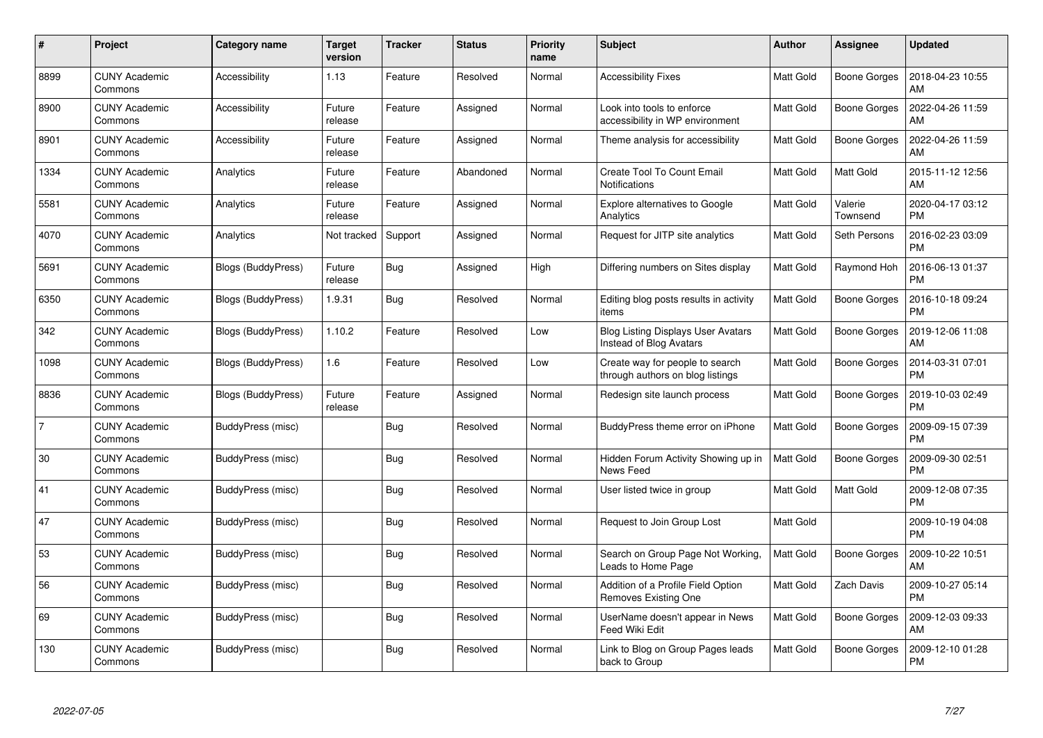| # | Project | Category name | Target version | Tracker | Status | Priority name | Subject | Author | Assignee | Updated |
|---|---|---|---|---|---|---|---|---|---|---|
| 8899 | CUNY Academic Commons | Accessibility | 1.13 | Feature | Resolved | Normal | Accessibility Fixes | Matt Gold | Boone Gorges | 2018-04-23 10:55 AM |
| 8900 | CUNY Academic Commons | Accessibility | Future release | Feature | Assigned | Normal | Look into tools to enforce accessibility in WP environment | Matt Gold | Boone Gorges | 2022-04-26 11:59 AM |
| 8901 | CUNY Academic Commons | Accessibility | Future release | Feature | Assigned | Normal | Theme analysis for accessibility | Matt Gold | Boone Gorges | 2022-04-26 11:59 AM |
| 1334 | CUNY Academic Commons | Analytics | Future release | Feature | Abandoned | Normal | Create Tool To Count Email Notifications | Matt Gold | Matt Gold | 2015-11-12 12:56 AM |
| 5581 | CUNY Academic Commons | Analytics | Future release | Feature | Assigned | Normal | Explore alternatives to Google Analytics | Matt Gold | Valerie Townsend | 2020-04-17 03:12 PM |
| 4070 | CUNY Academic Commons | Analytics | Not tracked | Support | Assigned | Normal | Request for JITP site analytics | Matt Gold | Seth Persons | 2016-02-23 03:09 PM |
| 5691 | CUNY Academic Commons | Blogs (BuddyPress) | Future release | Bug | Assigned | High | Differing numbers on Sites display | Matt Gold | Raymond Hoh | 2016-06-13 01:37 PM |
| 6350 | CUNY Academic Commons | Blogs (BuddyPress) | 1.9.31 | Bug | Resolved | Normal | Editing blog posts results in activity items | Matt Gold | Boone Gorges | 2016-10-18 09:24 PM |
| 342 | CUNY Academic Commons | Blogs (BuddyPress) | 1.10.2 | Feature | Resolved | Low | Blog Listing Displays User Avatars Instead of Blog Avatars | Matt Gold | Boone Gorges | 2019-12-06 11:08 AM |
| 1098 | CUNY Academic Commons | Blogs (BuddyPress) | 1.6 | Feature | Resolved | Low | Create way for people to search through authors on blog listings | Matt Gold | Boone Gorges | 2014-03-31 07:01 PM |
| 8836 | CUNY Academic Commons | Blogs (BuddyPress) | Future release | Feature | Assigned | Normal | Redesign site launch process | Matt Gold | Boone Gorges | 2019-10-03 02:49 PM |
| 7 | CUNY Academic Commons | BuddyPress (misc) | | Bug | Resolved | Normal | BuddyPress theme error on iPhone | Matt Gold | Boone Gorges | 2009-09-15 07:39 PM |
| 30 | CUNY Academic Commons | BuddyPress (misc) | | Bug | Resolved | Normal | Hidden Forum Activity Showing up in News Feed | Matt Gold | Boone Gorges | 2009-09-30 02:51 PM |
| 41 | CUNY Academic Commons | BuddyPress (misc) | | Bug | Resolved | Normal | User listed twice in group | Matt Gold | Matt Gold | 2009-12-08 07:35 PM |
| 47 | CUNY Academic Commons | BuddyPress (misc) | | Bug | Resolved | Normal | Request to Join Group Lost | Matt Gold | | 2009-10-19 04:08 PM |
| 53 | CUNY Academic Commons | BuddyPress (misc) | | Bug | Resolved | Normal | Search on Group Page Not Working, Leads to Home Page | Matt Gold | Boone Gorges | 2009-10-22 10:51 AM |
| 56 | CUNY Academic Commons | BuddyPress (misc) | | Bug | Resolved | Normal | Addition of a Profile Field Option Removes Existing One | Matt Gold | Zach Davis | 2009-10-27 05:14 PM |
| 69 | CUNY Academic Commons | BuddyPress (misc) | | Bug | Resolved | Normal | UserName doesn't appear in News Feed Wiki Edit | Matt Gold | Boone Gorges | 2009-12-03 09:33 AM |
| 130 | CUNY Academic Commons | BuddyPress (misc) | | Bug | Resolved | Normal | Link to Blog on Group Pages leads back to Group | Matt Gold | Boone Gorges | 2009-12-10 01:28 PM |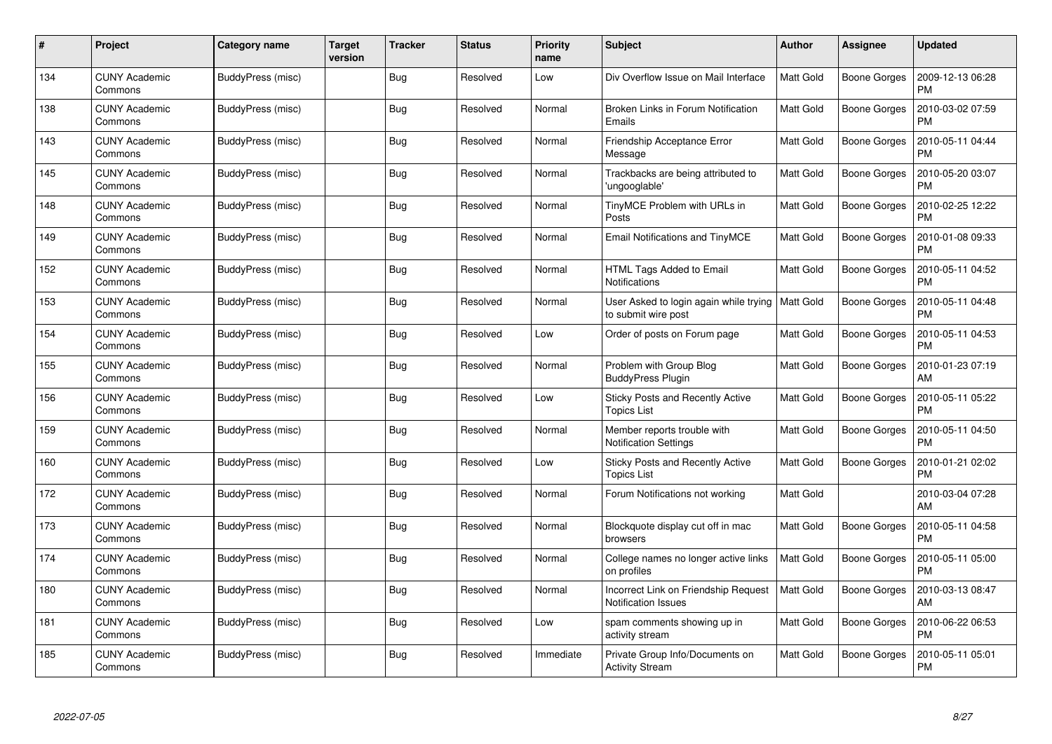| # | Project | Category name | Target version | Tracker | Status | Priority name | Subject | Author | Assignee | Updated |
|---|---|---|---|---|---|---|---|---|---|---|
| 134 | CUNY Academic Commons | BuddyPress (misc) | | Bug | Resolved | Low | Div Overflow Issue on Mail Interface | Matt Gold | Boone Gorges | 2009-12-13 06:28 PM |
| 138 | CUNY Academic Commons | BuddyPress (misc) | | Bug | Resolved | Normal | Broken Links in Forum Notification Emails | Matt Gold | Boone Gorges | 2010-03-02 07:59 PM |
| 143 | CUNY Academic Commons | BuddyPress (misc) | | Bug | Resolved | Normal | Friendship Acceptance Error Message | Matt Gold | Boone Gorges | 2010-05-11 04:44 PM |
| 145 | CUNY Academic Commons | BuddyPress (misc) | | Bug | Resolved | Normal | Trackbacks are being attributed to 'ungooglable' | Matt Gold | Boone Gorges | 2010-05-20 03:07 PM |
| 148 | CUNY Academic Commons | BuddyPress (misc) | | Bug | Resolved | Normal | TinyMCE Problem with URLs in Posts | Matt Gold | Boone Gorges | 2010-02-25 12:22 PM |
| 149 | CUNY Academic Commons | BuddyPress (misc) | | Bug | Resolved | Normal | Email Notifications and TinyMCE | Matt Gold | Boone Gorges | 2010-01-08 09:33 PM |
| 152 | CUNY Academic Commons | BuddyPress (misc) | | Bug | Resolved | Normal | HTML Tags Added to Email Notifications | Matt Gold | Boone Gorges | 2010-05-11 04:52 PM |
| 153 | CUNY Academic Commons | BuddyPress (misc) | | Bug | Resolved | Normal | User Asked to login again while trying to submit wire post | Matt Gold | Boone Gorges | 2010-05-11 04:48 PM |
| 154 | CUNY Academic Commons | BuddyPress (misc) | | Bug | Resolved | Low | Order of posts on Forum page | Matt Gold | Boone Gorges | 2010-05-11 04:53 PM |
| 155 | CUNY Academic Commons | BuddyPress (misc) | | Bug | Resolved | Normal | Problem with Group Blog BuddyPress Plugin | Matt Gold | Boone Gorges | 2010-01-23 07:19 AM |
| 156 | CUNY Academic Commons | BuddyPress (misc) | | Bug | Resolved | Low | Sticky Posts and Recently Active Topics List | Matt Gold | Boone Gorges | 2010-05-11 05:22 PM |
| 159 | CUNY Academic Commons | BuddyPress (misc) | | Bug | Resolved | Normal | Member reports trouble with Notification Settings | Matt Gold | Boone Gorges | 2010-05-11 04:50 PM |
| 160 | CUNY Academic Commons | BuddyPress (misc) | | Bug | Resolved | Low | Sticky Posts and Recently Active Topics List | Matt Gold | Boone Gorges | 2010-01-21 02:02 PM |
| 172 | CUNY Academic Commons | BuddyPress (misc) | | Bug | Resolved | Normal | Forum Notifications not working | Matt Gold | | 2010-03-04 07:28 AM |
| 173 | CUNY Academic Commons | BuddyPress (misc) | | Bug | Resolved | Normal | Blockquote display cut off in mac browsers | Matt Gold | Boone Gorges | 2010-05-11 04:58 PM |
| 174 | CUNY Academic Commons | BuddyPress (misc) | | Bug | Resolved | Normal | College names no longer active links on profiles | Matt Gold | Boone Gorges | 2010-05-11 05:00 PM |
| 180 | CUNY Academic Commons | BuddyPress (misc) | | Bug | Resolved | Normal | Incorrect Link on Friendship Request Notification Issues | Matt Gold | Boone Gorges | 2010-03-13 08:47 AM |
| 181 | CUNY Academic Commons | BuddyPress (misc) | | Bug | Resolved | Low | spam comments showing up in activity stream | Matt Gold | Boone Gorges | 2010-06-22 06:53 PM |
| 185 | CUNY Academic Commons | BuddyPress (misc) | | Bug | Resolved | Immediate | Private Group Info/Documents on Activity Stream | Matt Gold | Boone Gorges | 2010-05-11 05:01 PM |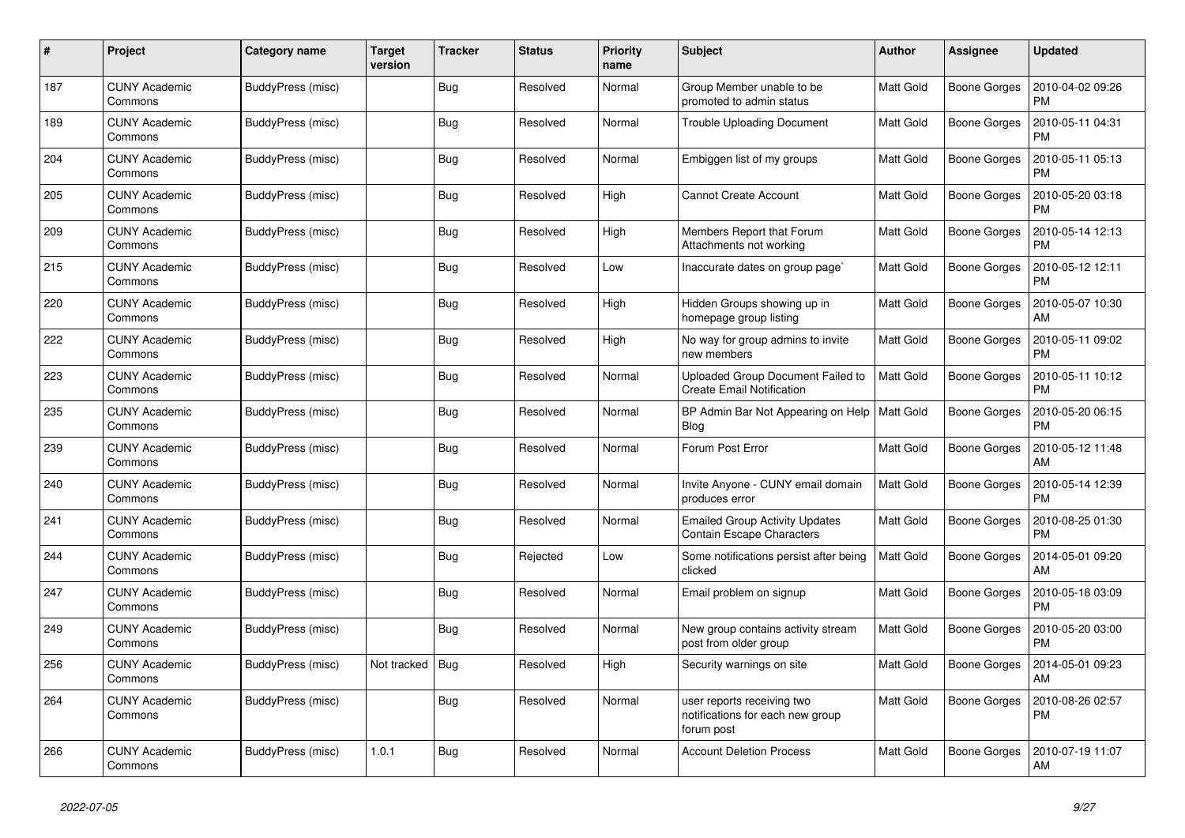| # | Project | Category name | Target version | Tracker | Status | Priority name | Subject | Author | Assignee | Updated |
|---|---|---|---|---|---|---|---|---|---|---|
| 187 | CUNY Academic Commons | BuddyPress (misc) | | Bug | Resolved | Normal | Group Member unable to be promoted to admin status | Matt Gold | Boone Gorges | 2010-04-02 09:26 PM |
| 189 | CUNY Academic Commons | BuddyPress (misc) | | Bug | Resolved | Normal | Trouble Uploading Document | Matt Gold | Boone Gorges | 2010-05-11 04:31 PM |
| 204 | CUNY Academic Commons | BuddyPress (misc) | | Bug | Resolved | Normal | Embiggen list of my groups | Matt Gold | Boone Gorges | 2010-05-11 05:13 PM |
| 205 | CUNY Academic Commons | BuddyPress (misc) | | Bug | Resolved | High | Cannot Create Account | Matt Gold | Boone Gorges | 2010-05-20 03:18 PM |
| 209 | CUNY Academic Commons | BuddyPress (misc) | | Bug | Resolved | High | Members Report that Forum Attachments not working | Matt Gold | Boone Gorges | 2010-05-14 12:13 PM |
| 215 | CUNY Academic Commons | BuddyPress (misc) | | Bug | Resolved | Low | Inaccurate dates on group page` | Matt Gold | Boone Gorges | 2010-05-12 12:11 PM |
| 220 | CUNY Academic Commons | BuddyPress (misc) | | Bug | Resolved | High | Hidden Groups showing up in homepage group listing | Matt Gold | Boone Gorges | 2010-05-07 10:30 AM |
| 222 | CUNY Academic Commons | BuddyPress (misc) | | Bug | Resolved | High | No way for group admins to invite new members | Matt Gold | Boone Gorges | 2010-05-11 09:02 PM |
| 223 | CUNY Academic Commons | BuddyPress (misc) | | Bug | Resolved | Normal | Uploaded Group Document Failed to Create Email Notification | Matt Gold | Boone Gorges | 2010-05-11 10:12 PM |
| 235 | CUNY Academic Commons | BuddyPress (misc) | | Bug | Resolved | Normal | BP Admin Bar Not Appearing on Help Blog | Matt Gold | Boone Gorges | 2010-05-20 06:15 PM |
| 239 | CUNY Academic Commons | BuddyPress (misc) | | Bug | Resolved | Normal | Forum Post Error | Matt Gold | Boone Gorges | 2010-05-12 11:48 AM |
| 240 | CUNY Academic Commons | BuddyPress (misc) | | Bug | Resolved | Normal | Invite Anyone - CUNY email domain produces error | Matt Gold | Boone Gorges | 2010-05-14 12:39 PM |
| 241 | CUNY Academic Commons | BuddyPress (misc) | | Bug | Resolved | Normal | Emailed Group Activity Updates Contain Escape Characters | Matt Gold | Boone Gorges | 2010-08-25 01:30 PM |
| 244 | CUNY Academic Commons | BuddyPress (misc) | | Bug | Rejected | Low | Some notifications persist after being clicked | Matt Gold | Boone Gorges | 2014-05-01 09:20 AM |
| 247 | CUNY Academic Commons | BuddyPress (misc) | | Bug | Resolved | Normal | Email problem on signup | Matt Gold | Boone Gorges | 2010-05-18 03:09 PM |
| 249 | CUNY Academic Commons | BuddyPress (misc) | | Bug | Resolved | Normal | New group contains activity stream post from older group | Matt Gold | Boone Gorges | 2010-05-20 03:00 PM |
| 256 | CUNY Academic Commons | BuddyPress (misc) | Not tracked | Bug | Resolved | High | Security warnings on site | Matt Gold | Boone Gorges | 2014-05-01 09:23 AM |
| 264 | CUNY Academic Commons | BuddyPress (misc) | | Bug | Resolved | Normal | user reports receiving two notifications for each new group forum post | Matt Gold | Boone Gorges | 2010-08-26 02:57 PM |
| 266 | CUNY Academic Commons | BuddyPress (misc) | 1.0.1 | Bug | Resolved | Normal | Account Deletion Process | Matt Gold | Boone Gorges | 2010-07-19 11:07 AM |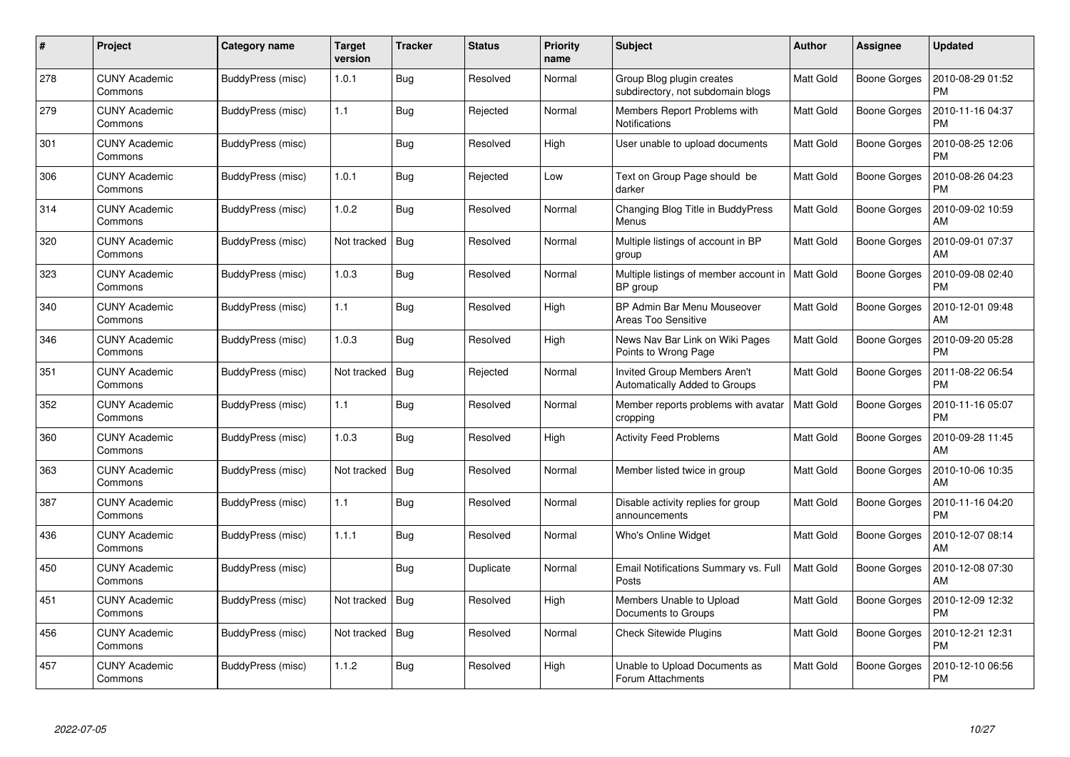| # | Project | Category name | Target version | Tracker | Status | Priority name | Subject | Author | Assignee | Updated |
|---|---|---|---|---|---|---|---|---|---|---|
| 278 | CUNY Academic Commons | BuddyPress (misc) | 1.0.1 | Bug | Resolved | Normal | Group Blog plugin creates subdirectory, not subdomain blogs | Matt Gold | Boone Gorges | 2010-08-29 01:52 PM |
| 279 | CUNY Academic Commons | BuddyPress (misc) | 1.1 | Bug | Rejected | Normal | Members Report Problems with Notifications | Matt Gold | Boone Gorges | 2010-11-16 04:37 PM |
| 301 | CUNY Academic Commons | BuddyPress (misc) | | Bug | Resolved | High | User unable to upload documents | Matt Gold | Boone Gorges | 2010-08-25 12:06 PM |
| 306 | CUNY Academic Commons | BuddyPress (misc) | 1.0.1 | Bug | Rejected | Low | Text on Group Page should be darker | Matt Gold | Boone Gorges | 2010-08-26 04:23 PM |
| 314 | CUNY Academic Commons | BuddyPress (misc) | 1.0.2 | Bug | Resolved | Normal | Changing Blog Title in BuddyPress Menus | Matt Gold | Boone Gorges | 2010-09-02 10:59 AM |
| 320 | CUNY Academic Commons | BuddyPress (misc) | Not tracked | Bug | Resolved | Normal | Multiple listings of account in BP group | Matt Gold | Boone Gorges | 2010-09-01 07:37 AM |
| 323 | CUNY Academic Commons | BuddyPress (misc) | 1.0.3 | Bug | Resolved | Normal | Multiple listings of member account in BP group | Matt Gold | Boone Gorges | 2010-09-08 02:40 PM |
| 340 | CUNY Academic Commons | BuddyPress (misc) | 1.1 | Bug | Resolved | High | BP Admin Bar Menu Mouseover Areas Too Sensitive | Matt Gold | Boone Gorges | 2010-12-01 09:48 AM |
| 346 | CUNY Academic Commons | BuddyPress (misc) | 1.0.3 | Bug | Resolved | High | News Nav Bar Link on Wiki Pages Points to Wrong Page | Matt Gold | Boone Gorges | 2010-09-20 05:28 PM |
| 351 | CUNY Academic Commons | BuddyPress (misc) | Not tracked | Bug | Rejected | Normal | Invited Group Members Aren't Automatically Added to Groups | Matt Gold | Boone Gorges | 2011-08-22 06:54 PM |
| 352 | CUNY Academic Commons | BuddyPress (misc) | 1.1 | Bug | Resolved | Normal | Member reports problems with avatar cropping | Matt Gold | Boone Gorges | 2010-11-16 05:07 PM |
| 360 | CUNY Academic Commons | BuddyPress (misc) | 1.0.3 | Bug | Resolved | High | Activity Feed Problems | Matt Gold | Boone Gorges | 2010-09-28 11:45 AM |
| 363 | CUNY Academic Commons | BuddyPress (misc) | Not tracked | Bug | Resolved | Normal | Member listed twice in group | Matt Gold | Boone Gorges | 2010-10-06 10:35 AM |
| 387 | CUNY Academic Commons | BuddyPress (misc) | 1.1 | Bug | Resolved | Normal | Disable activity replies for group announcements | Matt Gold | Boone Gorges | 2010-11-16 04:20 PM |
| 436 | CUNY Academic Commons | BuddyPress (misc) | 1.1.1 | Bug | Resolved | Normal | Who's Online Widget | Matt Gold | Boone Gorges | 2010-12-07 08:14 AM |
| 450 | CUNY Academic Commons | BuddyPress (misc) | | Bug | Duplicate | Normal | Email Notifications Summary vs. Full Posts | Matt Gold | Boone Gorges | 2010-12-08 07:30 AM |
| 451 | CUNY Academic Commons | BuddyPress (misc) | Not tracked | Bug | Resolved | High | Members Unable to Upload Documents to Groups | Matt Gold | Boone Gorges | 2010-12-09 12:32 PM |
| 456 | CUNY Academic Commons | BuddyPress (misc) | Not tracked | Bug | Resolved | Normal | Check Sitewide Plugins | Matt Gold | Boone Gorges | 2010-12-21 12:31 PM |
| 457 | CUNY Academic Commons | BuddyPress (misc) | 1.1.2 | Bug | Resolved | High | Unable to Upload Documents as Forum Attachments | Matt Gold | Boone Gorges | 2010-12-10 06:56 PM |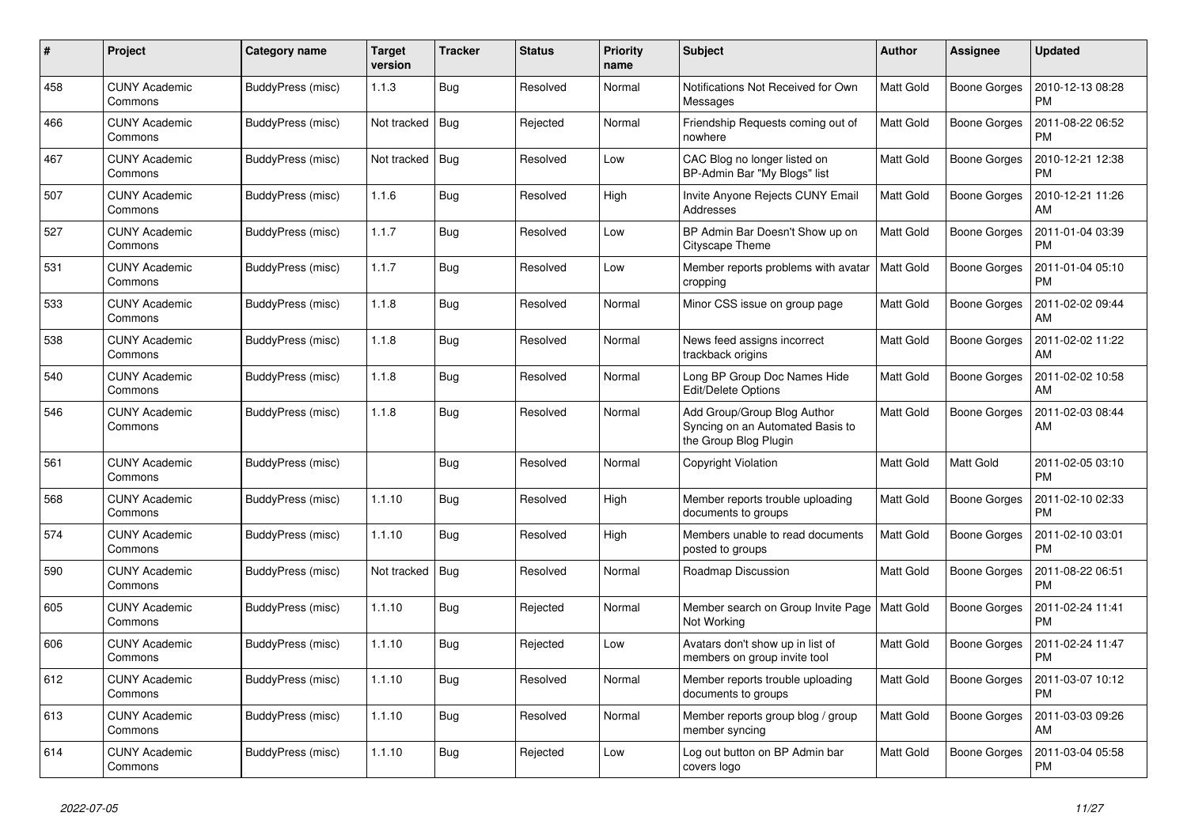| # | Project | Category name | Target version | Tracker | Status | Priority name | Subject | Author | Assignee | Updated |
|---|---|---|---|---|---|---|---|---|---|---|
| 458 | CUNY Academic Commons | BuddyPress (misc) | 1.1.3 | Bug | Resolved | Normal | Notifications Not Received for Own Messages | Matt Gold | Boone Gorges | 2010-12-13 08:28 PM |
| 466 | CUNY Academic Commons | BuddyPress (misc) | Not tracked | Bug | Rejected | Normal | Friendship Requests coming out of nowhere | Matt Gold | Boone Gorges | 2011-08-22 06:52 PM |
| 467 | CUNY Academic Commons | BuddyPress (misc) | Not tracked | Bug | Resolved | Low | CAC Blog no longer listed on BP-Admin Bar "My Blogs" list | Matt Gold | Boone Gorges | 2010-12-21 12:38 PM |
| 507 | CUNY Academic Commons | BuddyPress (misc) | 1.1.6 | Bug | Resolved | High | Invite Anyone Rejects CUNY Email Addresses | Matt Gold | Boone Gorges | 2010-12-21 11:26 AM |
| 527 | CUNY Academic Commons | BuddyPress (misc) | 1.1.7 | Bug | Resolved | Low | BP Admin Bar Doesn't Show up on Cityscape Theme | Matt Gold | Boone Gorges | 2011-01-04 03:39 PM |
| 531 | CUNY Academic Commons | BuddyPress (misc) | 1.1.7 | Bug | Resolved | Low | Member reports problems with avatar cropping | Matt Gold | Boone Gorges | 2011-01-04 05:10 PM |
| 533 | CUNY Academic Commons | BuddyPress (misc) | 1.1.8 | Bug | Resolved | Normal | Minor CSS issue on group page | Matt Gold | Boone Gorges | 2011-02-02 09:44 AM |
| 538 | CUNY Academic Commons | BuddyPress (misc) | 1.1.8 | Bug | Resolved | Normal | News feed assigns incorrect trackback origins | Matt Gold | Boone Gorges | 2011-02-02 11:22 AM |
| 540 | CUNY Academic Commons | BuddyPress (misc) | 1.1.8 | Bug | Resolved | Normal | Long BP Group Doc Names Hide Edit/Delete Options | Matt Gold | Boone Gorges | 2011-02-02 10:58 AM |
| 546 | CUNY Academic Commons | BuddyPress (misc) | 1.1.8 | Bug | Resolved | Normal | Add Group/Group Blog Author Syncing on an Automated Basis to the Group Blog Plugin | Matt Gold | Boone Gorges | 2011-02-03 08:44 AM |
| 561 | CUNY Academic Commons | BuddyPress (misc) | | Bug | Resolved | Normal | Copyright Violation | Matt Gold | Matt Gold | 2011-02-05 03:10 PM |
| 568 | CUNY Academic Commons | BuddyPress (misc) | 1.1.10 | Bug | Resolved | High | Member reports trouble uploading documents to groups | Matt Gold | Boone Gorges | 2011-02-10 02:33 PM |
| 574 | CUNY Academic Commons | BuddyPress (misc) | 1.1.10 | Bug | Resolved | High | Members unable to read documents posted to groups | Matt Gold | Boone Gorges | 2011-02-10 03:01 PM |
| 590 | CUNY Academic Commons | BuddyPress (misc) | Not tracked | Bug | Resolved | Normal | Roadmap Discussion | Matt Gold | Boone Gorges | 2011-08-22 06:51 PM |
| 605 | CUNY Academic Commons | BuddyPress (misc) | 1.1.10 | Bug | Rejected | Normal | Member search on Group Invite Page Not Working | Matt Gold | Boone Gorges | 2011-02-24 11:41 PM |
| 606 | CUNY Academic Commons | BuddyPress (misc) | 1.1.10 | Bug | Rejected | Low | Avatars don't show up in list of members on group invite tool | Matt Gold | Boone Gorges | 2011-02-24 11:47 PM |
| 612 | CUNY Academic Commons | BuddyPress (misc) | 1.1.10 | Bug | Resolved | Normal | Member reports trouble uploading documents to groups | Matt Gold | Boone Gorges | 2011-03-07 10:12 PM |
| 613 | CUNY Academic Commons | BuddyPress (misc) | 1.1.10 | Bug | Resolved | Normal | Member reports group blog / group member syncing | Matt Gold | Boone Gorges | 2011-03-03 09:26 AM |
| 614 | CUNY Academic Commons | BuddyPress (misc) | 1.1.10 | Bug | Rejected | Low | Log out button on BP Admin bar covers logo | Matt Gold | Boone Gorges | 2011-03-04 05:58 PM |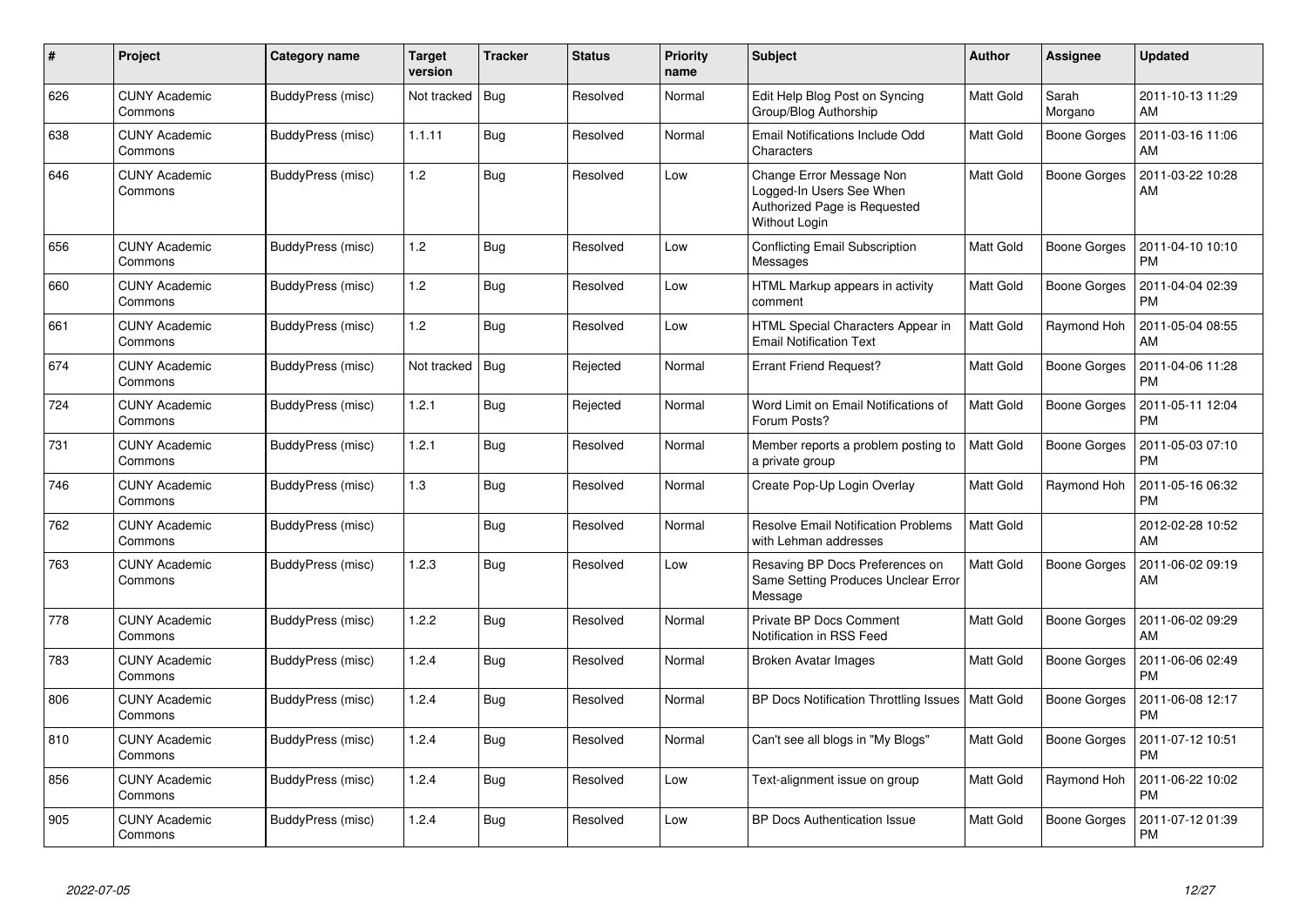| # | Project | Category name | Target version | Tracker | Status | Priority name | Subject | Author | Assignee | Updated |
|---|---|---|---|---|---|---|---|---|---|---|
| 626 | CUNY Academic Commons | BuddyPress (misc) | Not tracked | Bug | Resolved | Normal | Edit Help Blog Post on Syncing Group/Blog Authorship | Matt Gold | Sarah Morgano | 2011-10-13 11:29 AM |
| 638 | CUNY Academic Commons | BuddyPress (misc) | 1.1.11 | Bug | Resolved | Normal | Email Notifications Include Odd Characters | Matt Gold | Boone Gorges | 2011-03-16 11:06 AM |
| 646 | CUNY Academic Commons | BuddyPress (misc) | 1.2 | Bug | Resolved | Low | Change Error Message Non Logged-In Users See When Authorized Page is Requested Without Login | Matt Gold | Boone Gorges | 2011-03-22 10:28 AM |
| 656 | CUNY Academic Commons | BuddyPress (misc) | 1.2 | Bug | Resolved | Low | Conflicting Email Subscription Messages | Matt Gold | Boone Gorges | 2011-04-10 10:10 PM |
| 660 | CUNY Academic Commons | BuddyPress (misc) | 1.2 | Bug | Resolved | Low | HTML Markup appears in activity comment | Matt Gold | Boone Gorges | 2011-04-04 02:39 PM |
| 661 | CUNY Academic Commons | BuddyPress (misc) | 1.2 | Bug | Resolved | Low | HTML Special Characters Appear in Email Notification Text | Matt Gold | Raymond Hoh | 2011-05-04 08:55 AM |
| 674 | CUNY Academic Commons | BuddyPress (misc) | Not tracked | Bug | Rejected | Normal | Errant Friend Request? | Matt Gold | Boone Gorges | 2011-04-06 11:28 PM |
| 724 | CUNY Academic Commons | BuddyPress (misc) | 1.2.1 | Bug | Rejected | Normal | Word Limit on Email Notifications of Forum Posts? | Matt Gold | Boone Gorges | 2011-05-11 12:04 PM |
| 731 | CUNY Academic Commons | BuddyPress (misc) | 1.2.1 | Bug | Resolved | Normal | Member reports a problem posting to a private group | Matt Gold | Boone Gorges | 2011-05-03 07:10 PM |
| 746 | CUNY Academic Commons | BuddyPress (misc) | 1.3 | Bug | Resolved | Normal | Create Pop-Up Login Overlay | Matt Gold | Raymond Hoh | 2011-05-16 06:32 PM |
| 762 | CUNY Academic Commons | BuddyPress (misc) | | Bug | Resolved | Normal | Resolve Email Notification Problems with Lehman addresses | Matt Gold | | 2012-02-28 10:52 AM |
| 763 | CUNY Academic Commons | BuddyPress (misc) | 1.2.3 | Bug | Resolved | Low | Resaving BP Docs Preferences on Same Setting Produces Unclear Error Message | Matt Gold | Boone Gorges | 2011-06-02 09:19 AM |
| 778 | CUNY Academic Commons | BuddyPress (misc) | 1.2.2 | Bug | Resolved | Normal | Private BP Docs Comment Notification in RSS Feed | Matt Gold | Boone Gorges | 2011-06-02 09:29 AM |
| 783 | CUNY Academic Commons | BuddyPress (misc) | 1.2.4 | Bug | Resolved | Normal | Broken Avatar Images | Matt Gold | Boone Gorges | 2011-06-06 02:49 PM |
| 806 | CUNY Academic Commons | BuddyPress (misc) | 1.2.4 | Bug | Resolved | Normal | BP Docs Notification Throttling Issues | Matt Gold | Boone Gorges | 2011-06-08 12:17 PM |
| 810 | CUNY Academic Commons | BuddyPress (misc) | 1.2.4 | Bug | Resolved | Normal | Can't see all blogs in "My Blogs" | Matt Gold | Boone Gorges | 2011-07-12 10:51 PM |
| 856 | CUNY Academic Commons | BuddyPress (misc) | 1.2.4 | Bug | Resolved | Low | Text-alignment issue on group | Matt Gold | Raymond Hoh | 2011-06-22 10:02 PM |
| 905 | CUNY Academic Commons | BuddyPress (misc) | 1.2.4 | Bug | Resolved | Low | BP Docs Authentication Issue | Matt Gold | Boone Gorges | 2011-07-12 01:39 PM |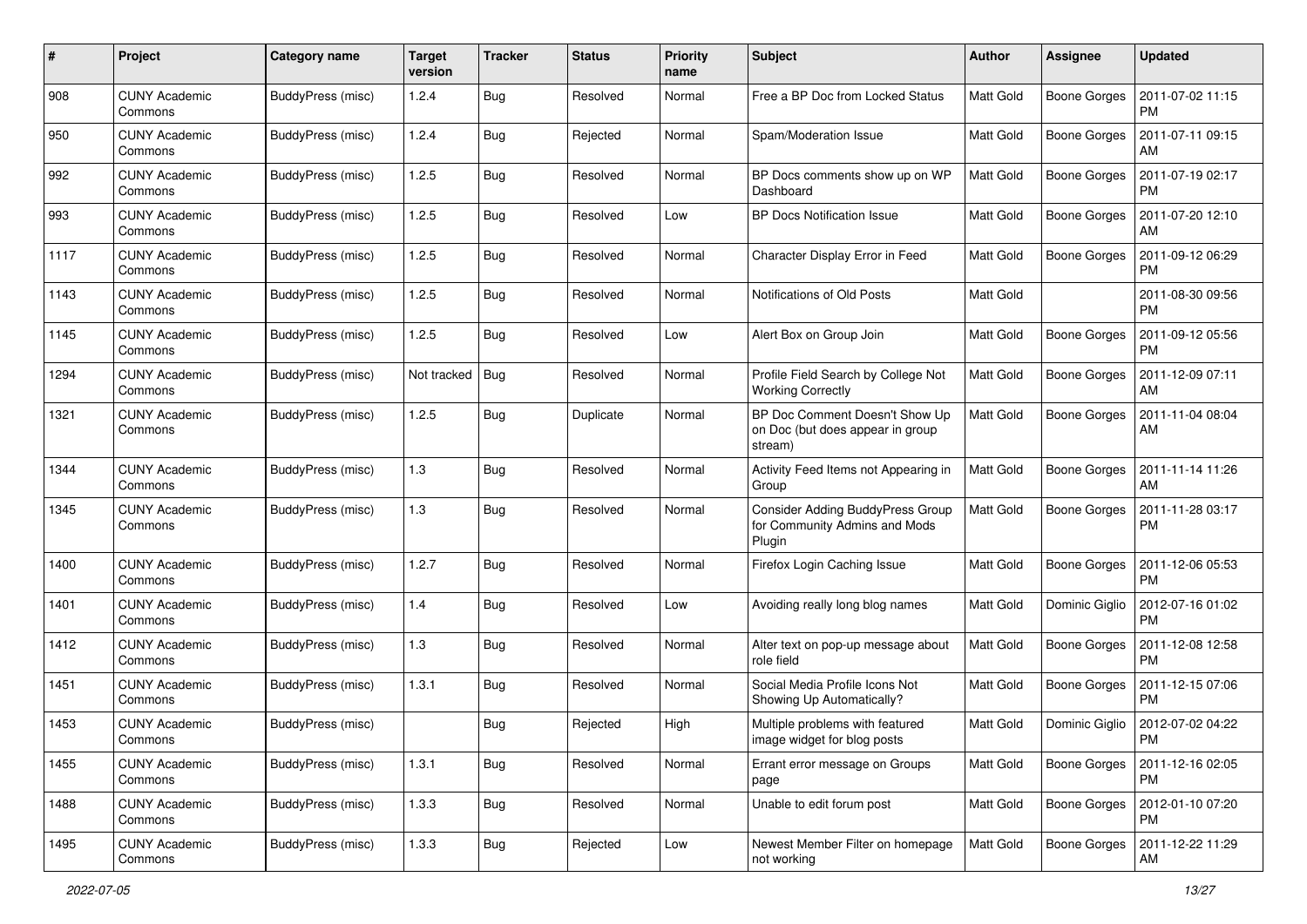| # | Project | Category name | Target version | Tracker | Status | Priority name | Subject | Author | Assignee | Updated |
|---|---|---|---|---|---|---|---|---|---|---|
| 908 | CUNY Academic Commons | BuddyPress (misc) | 1.2.4 | Bug | Resolved | Normal | Free a BP Doc from Locked Status | Matt Gold | Boone Gorges | 2011-07-02 11:15 PM |
| 950 | CUNY Academic Commons | BuddyPress (misc) | 1.2.4 | Bug | Rejected | Normal | Spam/Moderation Issue | Matt Gold | Boone Gorges | 2011-07-11 09:15 AM |
| 992 | CUNY Academic Commons | BuddyPress (misc) | 1.2.5 | Bug | Resolved | Normal | BP Docs comments show up on WP Dashboard | Matt Gold | Boone Gorges | 2011-07-19 02:17 PM |
| 993 | CUNY Academic Commons | BuddyPress (misc) | 1.2.5 | Bug | Resolved | Low | BP Docs Notification Issue | Matt Gold | Boone Gorges | 2011-07-20 12:10 AM |
| 1117 | CUNY Academic Commons | BuddyPress (misc) | 1.2.5 | Bug | Resolved | Normal | Character Display Error in Feed | Matt Gold | Boone Gorges | 2011-09-12 06:29 PM |
| 1143 | CUNY Academic Commons | BuddyPress (misc) | 1.2.5 | Bug | Resolved | Normal | Notifications of Old Posts | Matt Gold | | 2011-08-30 09:56 PM |
| 1145 | CUNY Academic Commons | BuddyPress (misc) | 1.2.5 | Bug | Resolved | Low | Alert Box on Group Join | Matt Gold | Boone Gorges | 2011-09-12 05:56 PM |
| 1294 | CUNY Academic Commons | BuddyPress (misc) | Not tracked | Bug | Resolved | Normal | Profile Field Search by College Not Working Correctly | Matt Gold | Boone Gorges | 2011-12-09 07:11 AM |
| 1321 | CUNY Academic Commons | BuddyPress (misc) | 1.2.5 | Bug | Duplicate | Normal | BP Doc Comment Doesn't Show Up on Doc (but does appear in group stream) | Matt Gold | Boone Gorges | 2011-11-04 08:04 AM |
| 1344 | CUNY Academic Commons | BuddyPress (misc) | 1.3 | Bug | Resolved | Normal | Activity Feed Items not Appearing in Group | Matt Gold | Boone Gorges | 2011-11-14 11:26 AM |
| 1345 | CUNY Academic Commons | BuddyPress (misc) | 1.3 | Bug | Resolved | Normal | Consider Adding BuddyPress Group for Community Admins and Mods Plugin | Matt Gold | Boone Gorges | 2011-11-28 03:17 PM |
| 1400 | CUNY Academic Commons | BuddyPress (misc) | 1.2.7 | Bug | Resolved | Normal | Firefox Login Caching Issue | Matt Gold | Boone Gorges | 2011-12-06 05:53 PM |
| 1401 | CUNY Academic Commons | BuddyPress (misc) | 1.4 | Bug | Resolved | Low | Avoiding really long blog names | Matt Gold | Dominic Giglio | 2012-07-16 01:02 PM |
| 1412 | CUNY Academic Commons | BuddyPress (misc) | 1.3 | Bug | Resolved | Normal | Alter text on pop-up message about role field | Matt Gold | Boone Gorges | 2011-12-08 12:58 PM |
| 1451 | CUNY Academic Commons | BuddyPress (misc) | 1.3.1 | Bug | Resolved | Normal | Social Media Profile Icons Not Showing Up Automatically? | Matt Gold | Boone Gorges | 2011-12-15 07:06 PM |
| 1453 | CUNY Academic Commons | BuddyPress (misc) | | Bug | Rejected | High | Multiple problems with featured image widget for blog posts | Matt Gold | Dominic Giglio | 2012-07-02 04:22 PM |
| 1455 | CUNY Academic Commons | BuddyPress (misc) | 1.3.1 | Bug | Resolved | Normal | Errant error message on Groups page | Matt Gold | Boone Gorges | 2011-12-16 02:05 PM |
| 1488 | CUNY Academic Commons | BuddyPress (misc) | 1.3.3 | Bug | Resolved | Normal | Unable to edit forum post | Matt Gold | Boone Gorges | 2012-01-10 07:20 PM |
| 1495 | CUNY Academic Commons | BuddyPress (misc) | 1.3.3 | Bug | Rejected | Low | Newest Member Filter on homepage not working | Matt Gold | Boone Gorges | 2011-12-22 11:29 AM |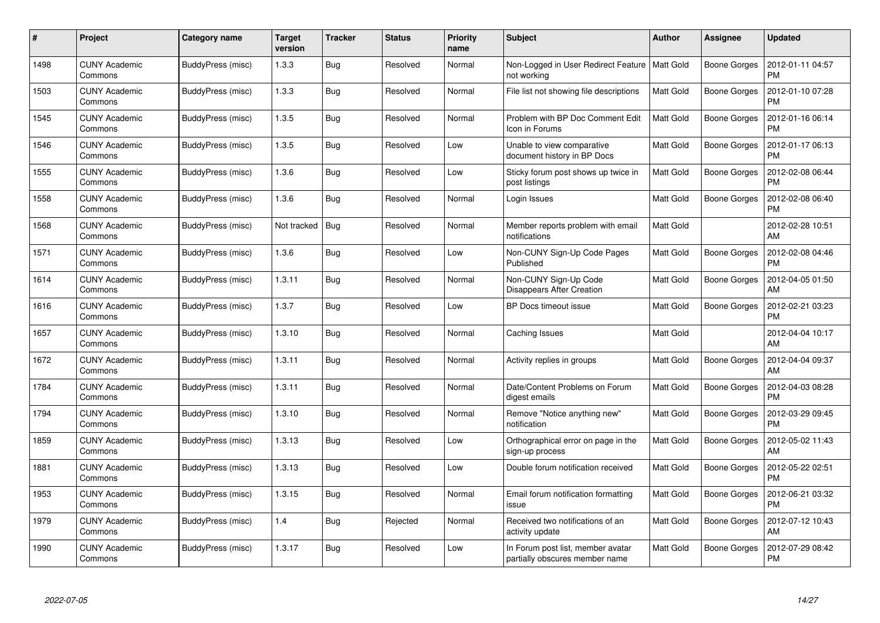| # | Project | Category name | Target version | Tracker | Status | Priority name | Subject | Author | Assignee | Updated |
|---|---|---|---|---|---|---|---|---|---|---|
| 1498 | CUNY Academic Commons | BuddyPress (misc) | 1.3.3 | Bug | Resolved | Normal | Non-Logged in User Redirect Feature not working | Matt Gold | Boone Gorges | 2012-01-11 04:57 PM |
| 1503 | CUNY Academic Commons | BuddyPress (misc) | 1.3.3 | Bug | Resolved | Normal | File list not showing file descriptions | Matt Gold | Boone Gorges | 2012-01-10 07:28 PM |
| 1545 | CUNY Academic Commons | BuddyPress (misc) | 1.3.5 | Bug | Resolved | Normal | Problem with BP Doc Comment Edit Icon in Forums | Matt Gold | Boone Gorges | 2012-01-16 06:14 PM |
| 1546 | CUNY Academic Commons | BuddyPress (misc) | 1.3.5 | Bug | Resolved | Low | Unable to view comparative document history in BP Docs | Matt Gold | Boone Gorges | 2012-01-17 06:13 PM |
| 1555 | CUNY Academic Commons | BuddyPress (misc) | 1.3.6 | Bug | Resolved | Low | Sticky forum post shows up twice in post listings | Matt Gold | Boone Gorges | 2012-02-08 06:44 PM |
| 1558 | CUNY Academic Commons | BuddyPress (misc) | 1.3.6 | Bug | Resolved | Normal | Login Issues | Matt Gold | Boone Gorges | 2012-02-08 06:40 PM |
| 1568 | CUNY Academic Commons | BuddyPress (misc) | Not tracked | Bug | Resolved | Normal | Member reports problem with email notifications | Matt Gold | | 2012-02-28 10:51 AM |
| 1571 | CUNY Academic Commons | BuddyPress (misc) | 1.3.6 | Bug | Resolved | Low | Non-CUNY Sign-Up Code Pages Published | Matt Gold | Boone Gorges | 2012-02-08 04:46 PM |
| 1614 | CUNY Academic Commons | BuddyPress (misc) | 1.3.11 | Bug | Resolved | Normal | Non-CUNY Sign-Up Code Disappears After Creation | Matt Gold | Boone Gorges | 2012-04-05 01:50 AM |
| 1616 | CUNY Academic Commons | BuddyPress (misc) | 1.3.7 | Bug | Resolved | Low | BP Docs timeout issue | Matt Gold | Boone Gorges | 2012-02-21 03:23 PM |
| 1657 | CUNY Academic Commons | BuddyPress (misc) | 1.3.10 | Bug | Resolved | Normal | Caching Issues | Matt Gold | | 2012-04-04 10:17 AM |
| 1672 | CUNY Academic Commons | BuddyPress (misc) | 1.3.11 | Bug | Resolved | Normal | Activity replies in groups | Matt Gold | Boone Gorges | 2012-04-04 09:37 AM |
| 1784 | CUNY Academic Commons | BuddyPress (misc) | 1.3.11 | Bug | Resolved | Normal | Date/Content Problems on Forum digest emails | Matt Gold | Boone Gorges | 2012-04-03 08:28 PM |
| 1794 | CUNY Academic Commons | BuddyPress (misc) | 1.3.10 | Bug | Resolved | Normal | Remove "Notice anything new" notification | Matt Gold | Boone Gorges | 2012-03-29 09:45 PM |
| 1859 | CUNY Academic Commons | BuddyPress (misc) | 1.3.13 | Bug | Resolved | Low | Orthographical error on page in the sign-up process | Matt Gold | Boone Gorges | 2012-05-02 11:43 AM |
| 1881 | CUNY Academic Commons | BuddyPress (misc) | 1.3.13 | Bug | Resolved | Low | Double forum notification received | Matt Gold | Boone Gorges | 2012-05-22 02:51 PM |
| 1953 | CUNY Academic Commons | BuddyPress (misc) | 1.3.15 | Bug | Resolved | Normal | Email forum notification formatting issue | Matt Gold | Boone Gorges | 2012-06-21 03:32 PM |
| 1979 | CUNY Academic Commons | BuddyPress (misc) | 1.4 | Bug | Rejected | Normal | Received two notifications of an activity update | Matt Gold | Boone Gorges | 2012-07-12 10:43 AM |
| 1990 | CUNY Academic Commons | BuddyPress (misc) | 1.3.17 | Bug | Resolved | Low | In Forum post list, member avatar partially obscures member name | Matt Gold | Boone Gorges | 2012-07-29 08:42 PM |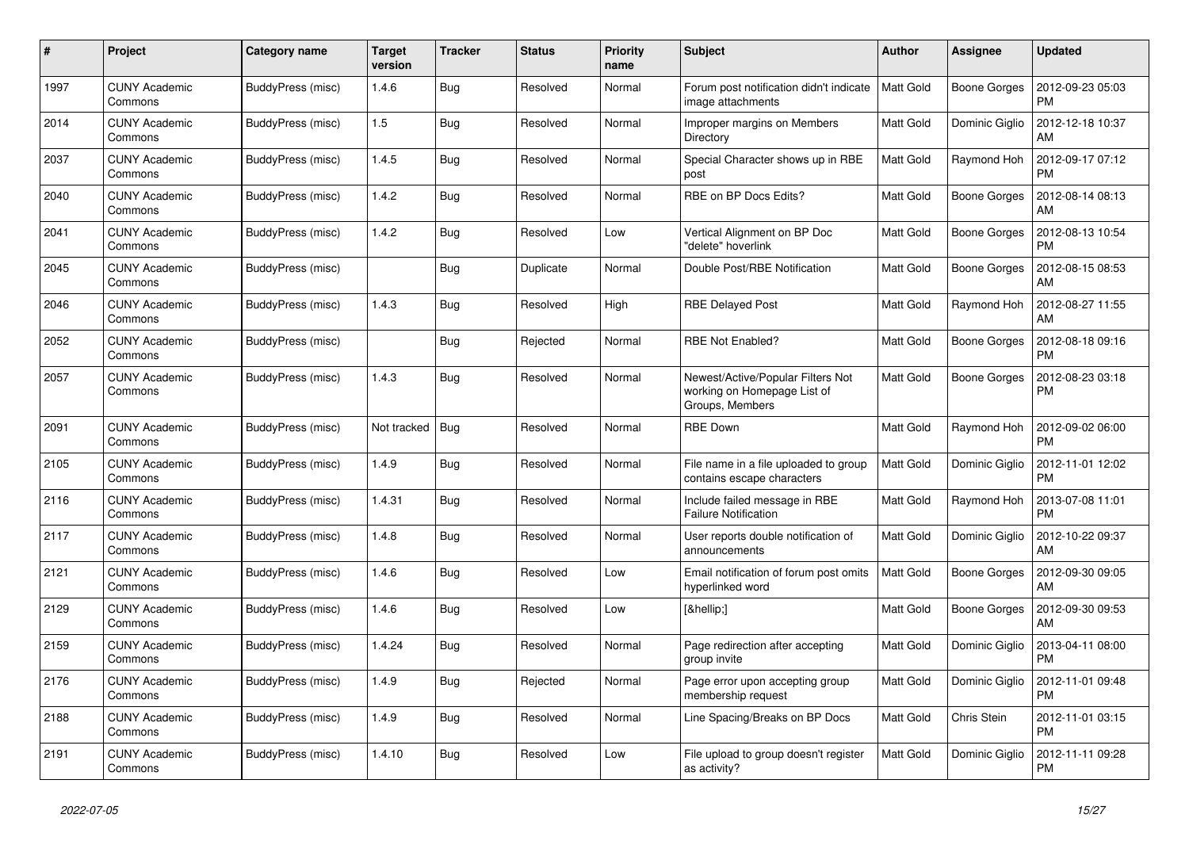| # | Project | Category name | Target version | Tracker | Status | Priority name | Subject | Author | Assignee | Updated |
|---|---|---|---|---|---|---|---|---|---|---|
| 1997 | CUNY Academic Commons | BuddyPress (misc) | 1.4.6 | Bug | Resolved | Normal | Forum post notification didn't indicate image attachments | Matt Gold | Boone Gorges | 2012-09-23 05:03 PM |
| 2014 | CUNY Academic Commons | BuddyPress (misc) | 1.5 | Bug | Resolved | Normal | Improper margins on Members Directory | Matt Gold | Dominic Giglio | 2012-12-18 10:37 AM |
| 2037 | CUNY Academic Commons | BuddyPress (misc) | 1.4.5 | Bug | Resolved | Normal | Special Character shows up in RBE post | Matt Gold | Raymond Hoh | 2012-09-17 07:12 PM |
| 2040 | CUNY Academic Commons | BuddyPress (misc) | 1.4.2 | Bug | Resolved | Normal | RBE on BP Docs Edits? | Matt Gold | Boone Gorges | 2012-08-14 08:13 AM |
| 2041 | CUNY Academic Commons | BuddyPress (misc) | 1.4.2 | Bug | Resolved | Low | Vertical Alignment on BP Doc "delete" hoverlink | Matt Gold | Boone Gorges | 2012-08-13 10:54 PM |
| 2045 | CUNY Academic Commons | BuddyPress (misc) | | Bug | Duplicate | Normal | Double Post/RBE Notification | Matt Gold | Boone Gorges | 2012-08-15 08:53 AM |
| 2046 | CUNY Academic Commons | BuddyPress (misc) | 1.4.3 | Bug | Resolved | High | RBE Delayed Post | Matt Gold | Raymond Hoh | 2012-08-27 11:55 AM |
| 2052 | CUNY Academic Commons | BuddyPress (misc) | | Bug | Rejected | Normal | RBE Not Enabled? | Matt Gold | Boone Gorges | 2012-08-18 09:16 PM |
| 2057 | CUNY Academic Commons | BuddyPress (misc) | 1.4.3 | Bug | Resolved | Normal | Newest/Active/Popular Filters Not working on Homepage List of Groups, Members | Matt Gold | Boone Gorges | 2012-08-23 03:18 PM |
| 2091 | CUNY Academic Commons | BuddyPress (misc) | Not tracked | Bug | Resolved | Normal | RBE Down | Matt Gold | Raymond Hoh | 2012-09-02 06:00 PM |
| 2105 | CUNY Academic Commons | BuddyPress (misc) | 1.4.9 | Bug | Resolved | Normal | File name in a file uploaded to group contains escape characters | Matt Gold | Dominic Giglio | 2012-11-01 12:02 PM |
| 2116 | CUNY Academic Commons | BuddyPress (misc) | 1.4.31 | Bug | Resolved | Normal | Include failed message in RBE Failure Notification | Matt Gold | Raymond Hoh | 2013-07-08 11:01 PM |
| 2117 | CUNY Academic Commons | BuddyPress (misc) | 1.4.8 | Bug | Resolved | Normal | User reports double notification of announcements | Matt Gold | Dominic Giglio | 2012-10-22 09:37 AM |
| 2121 | CUNY Academic Commons | BuddyPress (misc) | 1.4.6 | Bug | Resolved | Low | Email notification of forum post omits hyperlinked word | Matt Gold | Boone Gorges | 2012-09-30 09:05 AM |
| 2129 | CUNY Academic Commons | BuddyPress (misc) | 1.4.6 | Bug | Resolved | Low | [&hellip;] | Matt Gold | Boone Gorges | 2012-09-30 09:53 AM |
| 2159 | CUNY Academic Commons | BuddyPress (misc) | 1.4.24 | Bug | Resolved | Normal | Page redirection after accepting group invite | Matt Gold | Dominic Giglio | 2013-04-11 08:00 PM |
| 2176 | CUNY Academic Commons | BuddyPress (misc) | 1.4.9 | Bug | Rejected | Normal | Page error upon accepting group membership request | Matt Gold | Dominic Giglio | 2012-11-01 09:48 PM |
| 2188 | CUNY Academic Commons | BuddyPress (misc) | 1.4.9 | Bug | Resolved | Normal | Line Spacing/Breaks on BP Docs | Matt Gold | Chris Stein | 2012-11-01 03:15 PM |
| 2191 | CUNY Academic Commons | BuddyPress (misc) | 1.4.10 | Bug | Resolved | Low | File upload to group doesn't register as activity? | Matt Gold | Dominic Giglio | 2012-11-11 09:28 PM |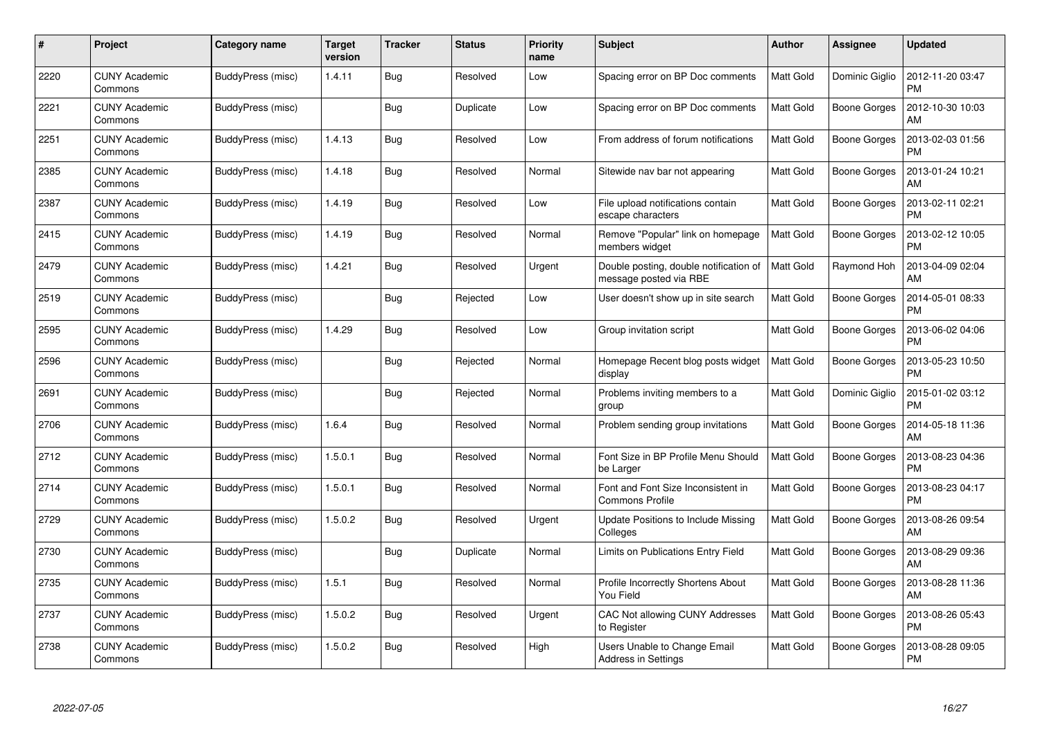| # | Project | Category name | Target version | Tracker | Status | Priority name | Subject | Author | Assignee | Updated |
|---|---|---|---|---|---|---|---|---|---|---|
| 2220 | CUNY Academic Commons | BuddyPress (misc) | 1.4.11 | Bug | Resolved | Low | Spacing error on BP Doc comments | Matt Gold | Dominic Giglio | 2012-11-20 03:47 PM |
| 2221 | CUNY Academic Commons | BuddyPress (misc) | | Bug | Duplicate | Low | Spacing error on BP Doc comments | Matt Gold | Boone Gorges | 2012-10-30 10:03 AM |
| 2251 | CUNY Academic Commons | BuddyPress (misc) | 1.4.13 | Bug | Resolved | Low | From address of forum notifications | Matt Gold | Boone Gorges | 2013-02-03 01:56 PM |
| 2385 | CUNY Academic Commons | BuddyPress (misc) | 1.4.18 | Bug | Resolved | Normal | Sitewide nav bar not appearing | Matt Gold | Boone Gorges | 2013-01-24 10:21 AM |
| 2387 | CUNY Academic Commons | BuddyPress (misc) | 1.4.19 | Bug | Resolved | Low | File upload notifications contain escape characters | Matt Gold | Boone Gorges | 2013-02-11 02:21 PM |
| 2415 | CUNY Academic Commons | BuddyPress (misc) | 1.4.19 | Bug | Resolved | Normal | Remove "Popular" link on homepage members widget | Matt Gold | Boone Gorges | 2013-02-12 10:05 PM |
| 2479 | CUNY Academic Commons | BuddyPress (misc) | 1.4.21 | Bug | Resolved | Urgent | Double posting, double notification of message posted via RBE | Matt Gold | Raymond Hoh | 2013-04-09 02:04 AM |
| 2519 | CUNY Academic Commons | BuddyPress (misc) | | Bug | Rejected | Low | User doesn't show up in site search | Matt Gold | Boone Gorges | 2014-05-01 08:33 PM |
| 2595 | CUNY Academic Commons | BuddyPress (misc) | 1.4.29 | Bug | Resolved | Low | Group invitation script | Matt Gold | Boone Gorges | 2013-06-02 04:06 PM |
| 2596 | CUNY Academic Commons | BuddyPress (misc) | | Bug | Rejected | Normal | Homepage Recent blog posts widget display | Matt Gold | Boone Gorges | 2013-05-23 10:50 PM |
| 2691 | CUNY Academic Commons | BuddyPress (misc) | | Bug | Rejected | Normal | Problems inviting members to a group | Matt Gold | Dominic Giglio | 2015-01-02 03:12 PM |
| 2706 | CUNY Academic Commons | BuddyPress (misc) | 1.6.4 | Bug | Resolved | Normal | Problem sending group invitations | Matt Gold | Boone Gorges | 2014-05-18 11:36 AM |
| 2712 | CUNY Academic Commons | BuddyPress (misc) | 1.5.0.1 | Bug | Resolved | Normal | Font Size in BP Profile Menu Should be Larger | Matt Gold | Boone Gorges | 2013-08-23 04:36 PM |
| 2714 | CUNY Academic Commons | BuddyPress (misc) | 1.5.0.1 | Bug | Resolved | Normal | Font and Font Size Inconsistent in Commons Profile | Matt Gold | Boone Gorges | 2013-08-23 04:17 PM |
| 2729 | CUNY Academic Commons | BuddyPress (misc) | 1.5.0.2 | Bug | Resolved | Urgent | Update Positions to Include Missing Colleges | Matt Gold | Boone Gorges | 2013-08-26 09:54 AM |
| 2730 | CUNY Academic Commons | BuddyPress (misc) | | Bug | Duplicate | Normal | Limits on Publications Entry Field | Matt Gold | Boone Gorges | 2013-08-29 09:36 AM |
| 2735 | CUNY Academic Commons | BuddyPress (misc) | 1.5.1 | Bug | Resolved | Normal | Profile Incorrectly Shortens About You Field | Matt Gold | Boone Gorges | 2013-08-28 11:36 AM |
| 2737 | CUNY Academic Commons | BuddyPress (misc) | 1.5.0.2 | Bug | Resolved | Urgent | CAC Not allowing CUNY Addresses to Register | Matt Gold | Boone Gorges | 2013-08-26 05:43 PM |
| 2738 | CUNY Academic Commons | BuddyPress (misc) | 1.5.0.2 | Bug | Resolved | High | Users Unable to Change Email Address in Settings | Matt Gold | Boone Gorges | 2013-08-28 09:05 PM |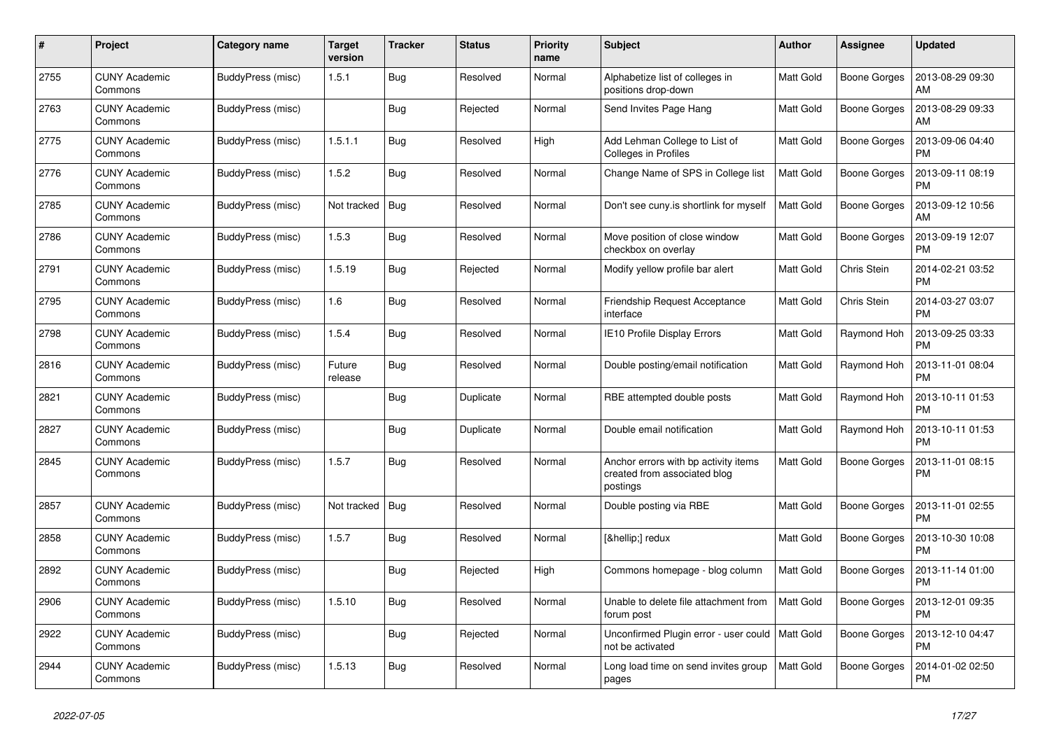| # | Project | Category name | Target version | Tracker | Status | Priority name | Subject | Author | Assignee | Updated |
|---|---|---|---|---|---|---|---|---|---|---|
| 2755 | CUNY Academic Commons | BuddyPress (misc) | 1.5.1 | Bug | Resolved | Normal | Alphabetize list of colleges in positions drop-down | Matt Gold | Boone Gorges | 2013-08-29 09:30 AM |
| 2763 | CUNY Academic Commons | BuddyPress (misc) | | Bug | Rejected | Normal | Send Invites Page Hang | Matt Gold | Boone Gorges | 2013-08-29 09:33 AM |
| 2775 | CUNY Academic Commons | BuddyPress (misc) | 1.5.1.1 | Bug | Resolved | High | Add Lehman College to List of Colleges in Profiles | Matt Gold | Boone Gorges | 2013-09-06 04:40 PM |
| 2776 | CUNY Academic Commons | BuddyPress (misc) | 1.5.2 | Bug | Resolved | Normal | Change Name of SPS in College list | Matt Gold | Boone Gorges | 2013-09-11 08:19 PM |
| 2785 | CUNY Academic Commons | BuddyPress (misc) | Not tracked | Bug | Resolved | Normal | Don't see cuny.is shortlink for myself | Matt Gold | Boone Gorges | 2013-09-12 10:56 AM |
| 2786 | CUNY Academic Commons | BuddyPress (misc) | 1.5.3 | Bug | Resolved | Normal | Move position of close window checkbox on overlay | Matt Gold | Boone Gorges | 2013-09-19 12:07 PM |
| 2791 | CUNY Academic Commons | BuddyPress (misc) | 1.5.19 | Bug | Rejected | Normal | Modify yellow profile bar alert | Matt Gold | Chris Stein | 2014-02-21 03:52 PM |
| 2795 | CUNY Academic Commons | BuddyPress (misc) | 1.6 | Bug | Resolved | Normal | Friendship Request Acceptance interface | Matt Gold | Chris Stein | 2014-03-27 03:07 PM |
| 2798 | CUNY Academic Commons | BuddyPress (misc) | 1.5.4 | Bug | Resolved | Normal | IE10 Profile Display Errors | Matt Gold | Raymond Hoh | 2013-09-25 03:33 PM |
| 2816 | CUNY Academic Commons | BuddyPress (misc) | Future release | Bug | Resolved | Normal | Double posting/email notification | Matt Gold | Raymond Hoh | 2013-11-01 08:04 PM |
| 2821 | CUNY Academic Commons | BuddyPress (misc) | | Bug | Duplicate | Normal | RBE attempted double posts | Matt Gold | Raymond Hoh | 2013-10-11 01:53 PM |
| 2827 | CUNY Academic Commons | BuddyPress (misc) | | Bug | Duplicate | Normal | Double email notification | Matt Gold | Raymond Hoh | 2013-10-11 01:53 PM |
| 2845 | CUNY Academic Commons | BuddyPress (misc) | 1.5.7 | Bug | Resolved | Normal | Anchor errors with bp activity items created from associated blog postings | Matt Gold | Boone Gorges | 2013-11-01 08:15 PM |
| 2857 | CUNY Academic Commons | BuddyPress (misc) | Not tracked | Bug | Resolved | Normal | Double posting via RBE | Matt Gold | Boone Gorges | 2013-11-01 02:55 PM |
| 2858 | CUNY Academic Commons | BuddyPress (misc) | 1.5.7 | Bug | Resolved | Normal | [&hellip;] redux | Matt Gold | Boone Gorges | 2013-10-30 10:08 PM |
| 2892 | CUNY Academic Commons | BuddyPress (misc) | | Bug | Rejected | High | Commons homepage - blog column | Matt Gold | Boone Gorges | 2013-11-14 01:00 PM |
| 2906 | CUNY Academic Commons | BuddyPress (misc) | 1.5.10 | Bug | Resolved | Normal | Unable to delete file attachment from forum post | Matt Gold | Boone Gorges | 2013-12-01 09:35 PM |
| 2922 | CUNY Academic Commons | BuddyPress (misc) | | Bug | Rejected | Normal | Unconfirmed Plugin error - user could not be activated | Matt Gold | Boone Gorges | 2013-12-10 04:47 PM |
| 2944 | CUNY Academic Commons | BuddyPress (misc) | 1.5.13 | Bug | Resolved | Normal | Long load time on send invites group pages | Matt Gold | Boone Gorges | 2014-01-02 02:50 PM |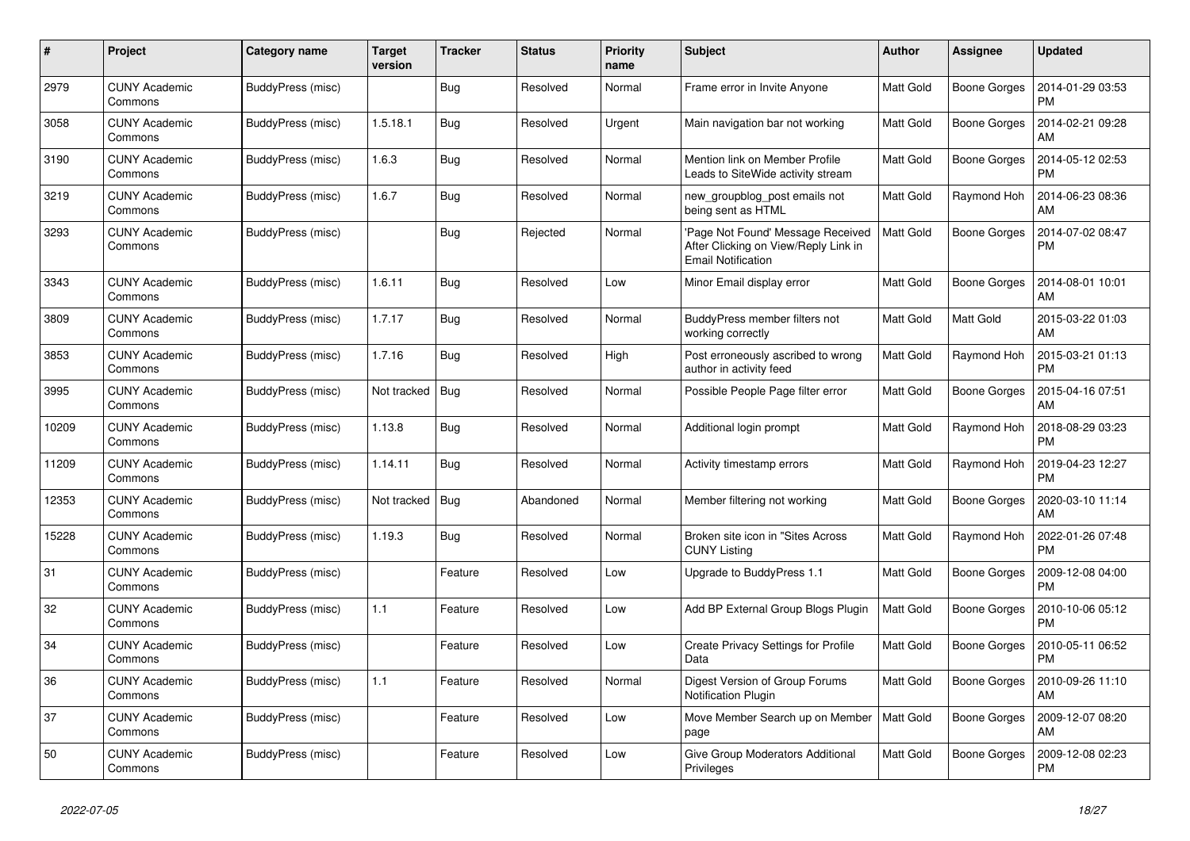| # | Project | Category name | Target version | Tracker | Status | Priority name | Subject | Author | Assignee | Updated |
|---|---|---|---|---|---|---|---|---|---|---|
| 2979 | CUNY Academic Commons | BuddyPress (misc) | | Bug | Resolved | Normal | Frame error in Invite Anyone | Matt Gold | Boone Gorges | 2014-01-29 03:53 PM |
| 3058 | CUNY Academic Commons | BuddyPress (misc) | 1.5.18.1 | Bug | Resolved | Urgent | Main navigation bar not working | Matt Gold | Boone Gorges | 2014-02-21 09:28 AM |
| 3190 | CUNY Academic Commons | BuddyPress (misc) | 1.6.3 | Bug | Resolved | Normal | Mention link on Member Profile Leads to SiteWide activity stream | Matt Gold | Boone Gorges | 2014-05-12 02:53 PM |
| 3219 | CUNY Academic Commons | BuddyPress (misc) | 1.6.7 | Bug | Resolved | Normal | new_groupblog_post emails not being sent as HTML | Matt Gold | Raymond Hoh | 2014-06-23 08:36 AM |
| 3293 | CUNY Academic Commons | BuddyPress (misc) | | Bug | Rejected | Normal | 'Page Not Found' Message Received After Clicking on View/Reply Link in Email Notification | Matt Gold | Boone Gorges | 2014-07-02 08:47 PM |
| 3343 | CUNY Academic Commons | BuddyPress (misc) | 1.6.11 | Bug | Resolved | Low | Minor Email display error | Matt Gold | Boone Gorges | 2014-08-01 10:01 AM |
| 3809 | CUNY Academic Commons | BuddyPress (misc) | 1.7.17 | Bug | Resolved | Normal | BuddyPress member filters not working correctly | Matt Gold | Matt Gold | 2015-03-22 01:03 AM |
| 3853 | CUNY Academic Commons | BuddyPress (misc) | 1.7.16 | Bug | Resolved | High | Post erroneously ascribed to wrong author in activity feed | Matt Gold | Raymond Hoh | 2015-03-21 01:13 PM |
| 3995 | CUNY Academic Commons | BuddyPress (misc) | Not tracked | Bug | Resolved | Normal | Possible People Page filter error | Matt Gold | Boone Gorges | 2015-04-16 07:51 AM |
| 10209 | CUNY Academic Commons | BuddyPress (misc) | 1.13.8 | Bug | Resolved | Normal | Additional login prompt | Matt Gold | Raymond Hoh | 2018-08-29 03:23 PM |
| 11209 | CUNY Academic Commons | BuddyPress (misc) | 1.14.11 | Bug | Resolved | Normal | Activity timestamp errors | Matt Gold | Raymond Hoh | 2019-04-23 12:27 PM |
| 12353 | CUNY Academic Commons | BuddyPress (misc) | Not tracked | Bug | Abandoned | Normal | Member filtering not working | Matt Gold | Boone Gorges | 2020-03-10 11:14 AM |
| 15228 | CUNY Academic Commons | BuddyPress (misc) | 1.19.3 | Bug | Resolved | Normal | Broken site icon in "Sites Across CUNY Listing | Matt Gold | Raymond Hoh | 2022-01-26 07:48 PM |
| 31 | CUNY Academic Commons | BuddyPress (misc) | | Feature | Resolved | Low | Upgrade to BuddyPress 1.1 | Matt Gold | Boone Gorges | 2009-12-08 04:00 PM |
| 32 | CUNY Academic Commons | BuddyPress (misc) | 1.1 | Feature | Resolved | Low | Add BP External Group Blogs Plugin | Matt Gold | Boone Gorges | 2010-10-06 05:12 PM |
| 34 | CUNY Academic Commons | BuddyPress (misc) | | Feature | Resolved | Low | Create Privacy Settings for Profile Data | Matt Gold | Boone Gorges | 2010-05-11 06:52 PM |
| 36 | CUNY Academic Commons | BuddyPress (misc) | 1.1 | Feature | Resolved | Normal | Digest Version of Group Forums Notification Plugin | Matt Gold | Boone Gorges | 2010-09-26 11:10 AM |
| 37 | CUNY Academic Commons | BuddyPress (misc) | | Feature | Resolved | Low | Move Member Search up on Member page | Matt Gold | Boone Gorges | 2009-12-07 08:20 AM |
| 50 | CUNY Academic Commons | BuddyPress (misc) | | Feature | Resolved | Low | Give Group Moderators Additional Privileges | Matt Gold | Boone Gorges | 2009-12-08 02:23 PM |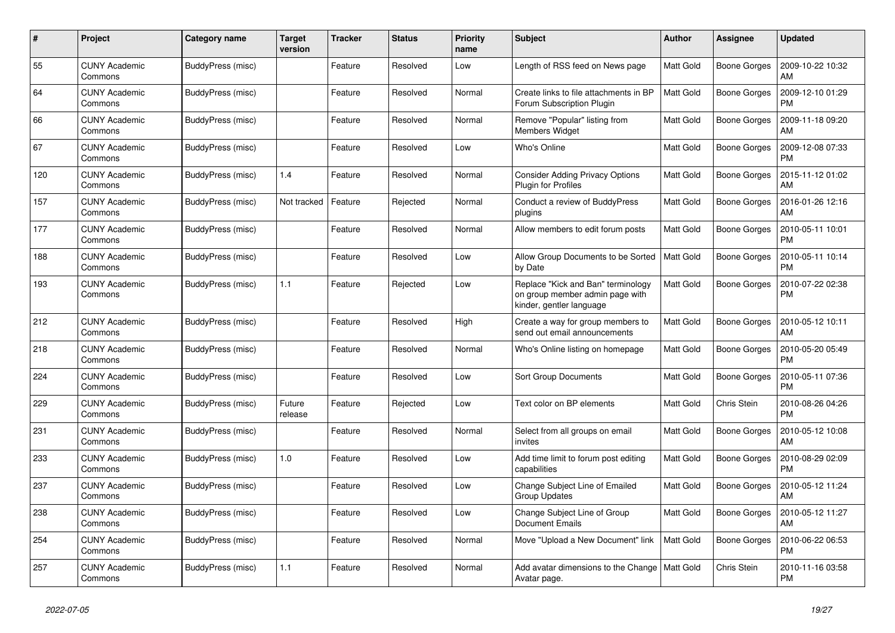| # | Project | Category name | Target version | Tracker | Status | Priority name | Subject | Author | Assignee | Updated |
|---|---|---|---|---|---|---|---|---|---|---|
| 55 | CUNY Academic Commons | BuddyPress (misc) | | Feature | Resolved | Low | Length of RSS feed on News page | Matt Gold | Boone Gorges | 2009-10-22 10:32 AM |
| 64 | CUNY Academic Commons | BuddyPress (misc) | | Feature | Resolved | Normal | Create links to file attachments in BP Forum Subscription Plugin | Matt Gold | Boone Gorges | 2009-12-10 01:29 PM |
| 66 | CUNY Academic Commons | BuddyPress (misc) | | Feature | Resolved | Normal | Remove "Popular" listing from Members Widget | Matt Gold | Boone Gorges | 2009-11-18 09:20 AM |
| 67 | CUNY Academic Commons | BuddyPress (misc) | | Feature | Resolved | Low | Who's Online | Matt Gold | Boone Gorges | 2009-12-08 07:33 PM |
| 120 | CUNY Academic Commons | BuddyPress (misc) | 1.4 | Feature | Resolved | Normal | Consider Adding Privacy Options Plugin for Profiles | Matt Gold | Boone Gorges | 2015-11-12 01:02 AM |
| 157 | CUNY Academic Commons | BuddyPress (misc) | Not tracked | Feature | Rejected | Normal | Conduct a review of BuddyPress plugins | Matt Gold | Boone Gorges | 2016-01-26 12:16 AM |
| 177 | CUNY Academic Commons | BuddyPress (misc) | | Feature | Resolved | Normal | Allow members to edit forum posts | Matt Gold | Boone Gorges | 2010-05-11 10:01 PM |
| 188 | CUNY Academic Commons | BuddyPress (misc) | | Feature | Resolved | Low | Allow Group Documents to be Sorted by Date | Matt Gold | Boone Gorges | 2010-05-11 10:14 PM |
| 193 | CUNY Academic Commons | BuddyPress (misc) | 1.1 | Feature | Rejected | Low | Replace "Kick and Ban" terminology on group member admin page with kinder, gentler language | Matt Gold | Boone Gorges | 2010-07-22 02:38 PM |
| 212 | CUNY Academic Commons | BuddyPress (misc) | | Feature | Resolved | High | Create a way for group members to send out email announcements | Matt Gold | Boone Gorges | 2010-05-12 10:11 AM |
| 218 | CUNY Academic Commons | BuddyPress (misc) | | Feature | Resolved | Normal | Who's Online listing on homepage | Matt Gold | Boone Gorges | 2010-05-20 05:49 PM |
| 224 | CUNY Academic Commons | BuddyPress (misc) | | Feature | Resolved | Low | Sort Group Documents | Matt Gold | Boone Gorges | 2010-05-11 07:36 PM |
| 229 | CUNY Academic Commons | BuddyPress (misc) | Future release | Feature | Rejected | Low | Text color on BP elements | Matt Gold | Chris Stein | 2010-08-26 04:26 PM |
| 231 | CUNY Academic Commons | BuddyPress (misc) | | Feature | Resolved | Normal | Select from all groups on email invites | Matt Gold | Boone Gorges | 2010-05-12 10:08 AM |
| 233 | CUNY Academic Commons | BuddyPress (misc) | 1.0 | Feature | Resolved | Low | Add time limit to forum post editing capabilities | Matt Gold | Boone Gorges | 2010-08-29 02:09 PM |
| 237 | CUNY Academic Commons | BuddyPress (misc) | | Feature | Resolved | Low | Change Subject Line of Emailed Group Updates | Matt Gold | Boone Gorges | 2010-05-12 11:24 AM |
| 238 | CUNY Academic Commons | BuddyPress (misc) | | Feature | Resolved | Low | Change Subject Line of Group Document Emails | Matt Gold | Boone Gorges | 2010-05-12 11:27 AM |
| 254 | CUNY Academic Commons | BuddyPress (misc) | | Feature | Resolved | Normal | Move "Upload a New Document" link | Matt Gold | Boone Gorges | 2010-06-22 06:53 PM |
| 257 | CUNY Academic Commons | BuddyPress (misc) | 1.1 | Feature | Resolved | Normal | Add avatar dimensions to the Change Avatar page. | Matt Gold | Chris Stein | 2010-11-16 03:58 PM |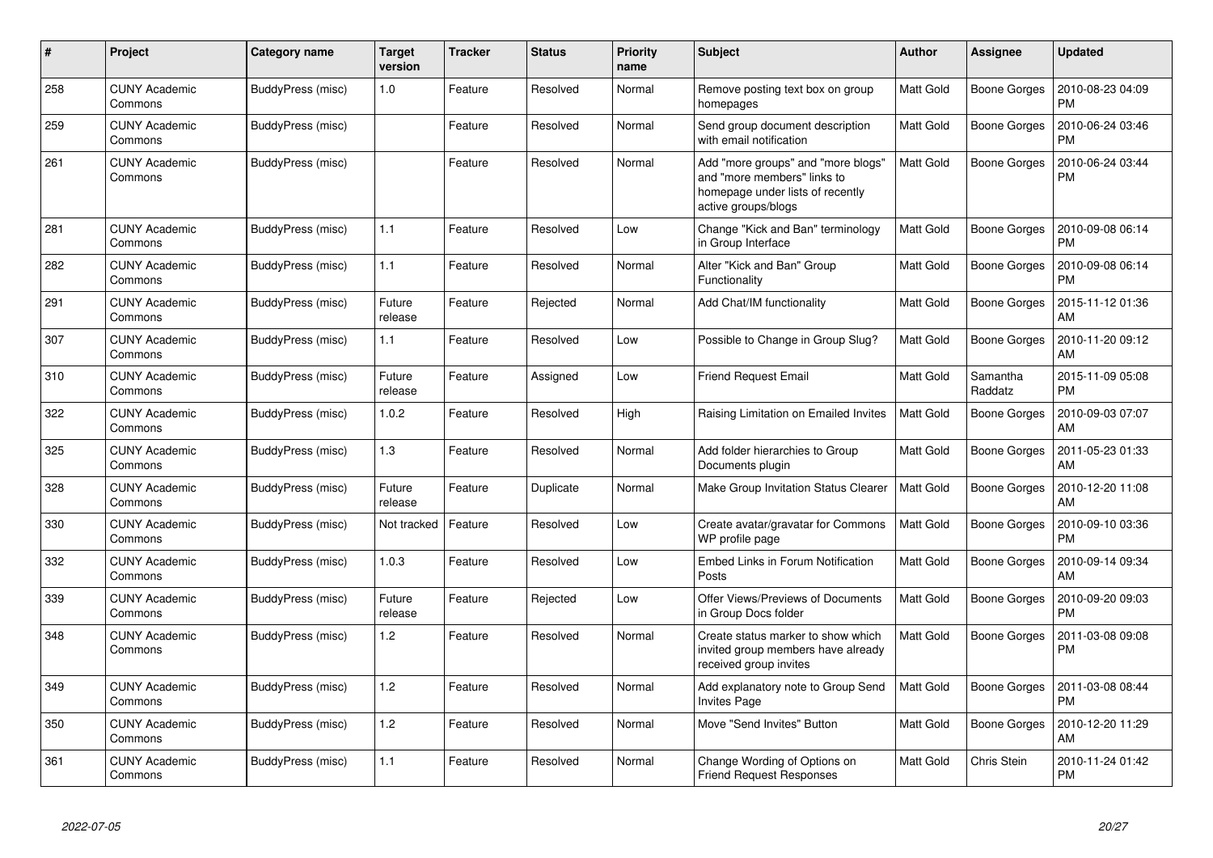| # | Project | Category name | Target version | Tracker | Status | Priority name | Subject | Author | Assignee | Updated |
|---|---|---|---|---|---|---|---|---|---|---|
| 258 | CUNY Academic Commons | BuddyPress (misc) | 1.0 | Feature | Resolved | Normal | Remove posting text box on group homepages | Matt Gold | Boone Gorges | 2010-08-23 04:09 PM |
| 259 | CUNY Academic Commons | BuddyPress (misc) | | Feature | Resolved | Normal | Send group document description with email notification | Matt Gold | Boone Gorges | 2010-06-24 03:46 PM |
| 261 | CUNY Academic Commons | BuddyPress (misc) | | Feature | Resolved | Normal | Add "more groups" and "more blogs" and "more members" links to homepage under lists of recently active groups/blogs | Matt Gold | Boone Gorges | 2010-06-24 03:44 PM |
| 281 | CUNY Academic Commons | BuddyPress (misc) | 1.1 | Feature | Resolved | Low | Change "Kick and Ban" terminology in Group Interface | Matt Gold | Boone Gorges | 2010-09-08 06:14 PM |
| 282 | CUNY Academic Commons | BuddyPress (misc) | 1.1 | Feature | Resolved | Normal | Alter "Kick and Ban" Group Functionality | Matt Gold | Boone Gorges | 2010-09-08 06:14 PM |
| 291 | CUNY Academic Commons | BuddyPress (misc) | Future release | Feature | Rejected | Normal | Add Chat/IM functionality | Matt Gold | Boone Gorges | 2015-11-12 01:36 AM |
| 307 | CUNY Academic Commons | BuddyPress (misc) | 1.1 | Feature | Resolved | Low | Possible to Change in Group Slug? | Matt Gold | Boone Gorges | 2010-11-20 09:12 AM |
| 310 | CUNY Academic Commons | BuddyPress (misc) | Future release | Feature | Assigned | Low | Friend Request Email | Matt Gold | Samantha Raddatz | 2015-11-09 05:08 PM |
| 322 | CUNY Academic Commons | BuddyPress (misc) | 1.0.2 | Feature | Resolved | High | Raising Limitation on Emailed Invites | Matt Gold | Boone Gorges | 2010-09-03 07:07 AM |
| 325 | CUNY Academic Commons | BuddyPress (misc) | 1.3 | Feature | Resolved | Normal | Add folder hierarchies to Group Documents plugin | Matt Gold | Boone Gorges | 2011-05-23 01:33 AM |
| 328 | CUNY Academic Commons | BuddyPress (misc) | Future release | Feature | Duplicate | Normal | Make Group Invitation Status Clearer | Matt Gold | Boone Gorges | 2010-12-20 11:08 AM |
| 330 | CUNY Academic Commons | BuddyPress (misc) | Not tracked | Feature | Resolved | Low | Create avatar/gravatar for Commons WP profile page | Matt Gold | Boone Gorges | 2010-09-10 03:36 PM |
| 332 | CUNY Academic Commons | BuddyPress (misc) | 1.0.3 | Feature | Resolved | Low | Embed Links in Forum Notification Posts | Matt Gold | Boone Gorges | 2010-09-14 09:34 AM |
| 339 | CUNY Academic Commons | BuddyPress (misc) | Future release | Feature | Rejected | Low | Offer Views/Previews of Documents in Group Docs folder | Matt Gold | Boone Gorges | 2010-09-20 09:03 PM |
| 348 | CUNY Academic Commons | BuddyPress (misc) | 1.2 | Feature | Resolved | Normal | Create status marker to show which invited group members have already received group invites | Matt Gold | Boone Gorges | 2011-03-08 09:08 PM |
| 349 | CUNY Academic Commons | BuddyPress (misc) | 1.2 | Feature | Resolved | Normal | Add explanatory note to Group Send Invites Page | Matt Gold | Boone Gorges | 2011-03-08 08:44 PM |
| 350 | CUNY Academic Commons | BuddyPress (misc) | 1.2 | Feature | Resolved | Normal | Move "Send Invites" Button | Matt Gold | Boone Gorges | 2010-12-20 11:29 AM |
| 361 | CUNY Academic Commons | BuddyPress (misc) | 1.1 | Feature | Resolved | Normal | Change Wording of Options on Friend Request Responses | Matt Gold | Chris Stein | 2010-11-24 01:42 PM |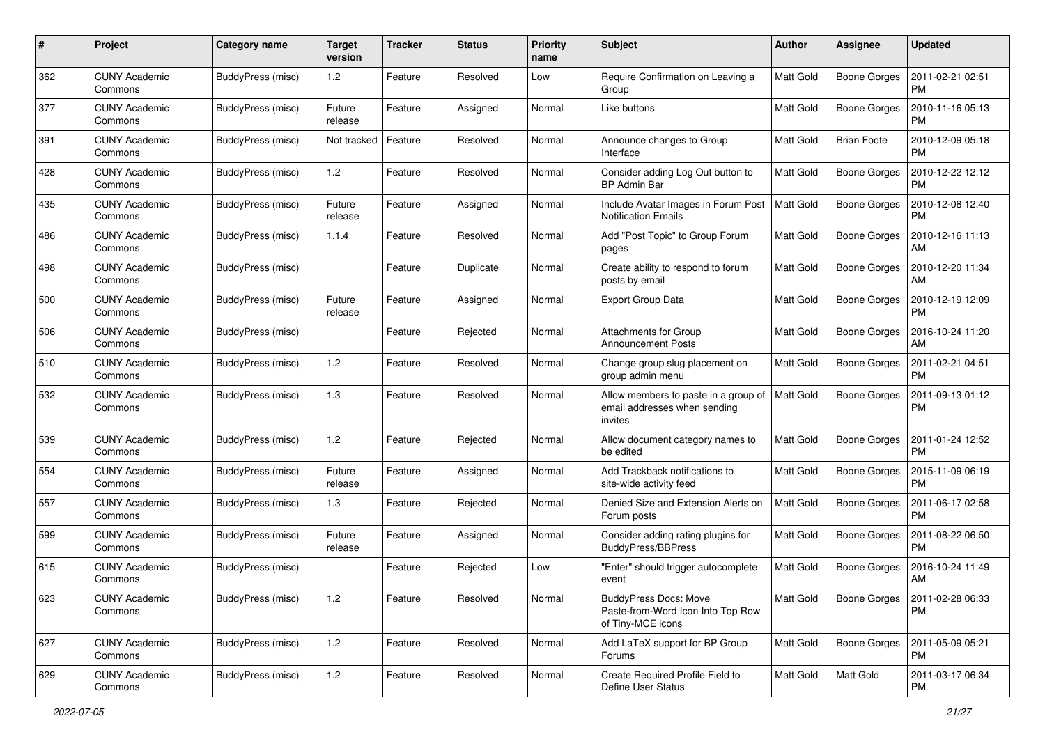| # | Project | Category name | Target version | Tracker | Status | Priority name | Subject | Author | Assignee | Updated |
|---|---|---|---|---|---|---|---|---|---|---|
| 362 | CUNY Academic Commons | BuddyPress (misc) | 1.2 | Feature | Resolved | Low | Require Confirmation on Leaving a Group | Matt Gold | Boone Gorges | 2011-02-21 02:51 PM |
| 377 | CUNY Academic Commons | BuddyPress (misc) | Future release | Feature | Assigned | Normal | Like buttons | Matt Gold | Boone Gorges | 2010-11-16 05:13 PM |
| 391 | CUNY Academic Commons | BuddyPress (misc) | Not tracked | Feature | Resolved | Normal | Announce changes to Group Interface | Matt Gold | Brian Foote | 2010-12-09 05:18 PM |
| 428 | CUNY Academic Commons | BuddyPress (misc) | 1.2 | Feature | Resolved | Normal | Consider adding Log Out button to BP Admin Bar | Matt Gold | Boone Gorges | 2010-12-22 12:12 PM |
| 435 | CUNY Academic Commons | BuddyPress (misc) | Future release | Feature | Assigned | Normal | Include Avatar Images in Forum Post Notification Emails | Matt Gold | Boone Gorges | 2010-12-08 12:40 PM |
| 486 | CUNY Academic Commons | BuddyPress (misc) | 1.1.4 | Feature | Resolved | Normal | Add "Post Topic" to Group Forum pages | Matt Gold | Boone Gorges | 2010-12-16 11:13 AM |
| 498 | CUNY Academic Commons | BuddyPress (misc) | | Feature | Duplicate | Normal | Create ability to respond to forum posts by email | Matt Gold | Boone Gorges | 2010-12-20 11:34 AM |
| 500 | CUNY Academic Commons | BuddyPress (misc) | Future release | Feature | Assigned | Normal | Export Group Data | Matt Gold | Boone Gorges | 2010-12-19 12:09 PM |
| 506 | CUNY Academic Commons | BuddyPress (misc) | | Feature | Rejected | Normal | Attachments for Group Announcement Posts | Matt Gold | Boone Gorges | 2016-10-24 11:20 AM |
| 510 | CUNY Academic Commons | BuddyPress (misc) | 1.2 | Feature | Resolved | Normal | Change group slug placement on group admin menu | Matt Gold | Boone Gorges | 2011-02-21 04:51 PM |
| 532 | CUNY Academic Commons | BuddyPress (misc) | 1.3 | Feature | Resolved | Normal | Allow members to paste in a group of email addresses when sending invites | Matt Gold | Boone Gorges | 2011-09-13 01:12 PM |
| 539 | CUNY Academic Commons | BuddyPress (misc) | 1.2 | Feature | Rejected | Normal | Allow document category names to be edited | Matt Gold | Boone Gorges | 2011-01-24 12:52 PM |
| 554 | CUNY Academic Commons | BuddyPress (misc) | Future release | Feature | Assigned | Normal | Add Trackback notifications to site-wide activity feed | Matt Gold | Boone Gorges | 2015-11-09 06:19 PM |
| 557 | CUNY Academic Commons | BuddyPress (misc) | 1.3 | Feature | Rejected | Normal | Denied Size and Extension Alerts on Forum posts | Matt Gold | Boone Gorges | 2011-06-17 02:58 PM |
| 599 | CUNY Academic Commons | BuddyPress (misc) | Future release | Feature | Assigned | Normal | Consider adding rating plugins for BuddyPress/BBPress | Matt Gold | Boone Gorges | 2011-08-22 06:50 PM |
| 615 | CUNY Academic Commons | BuddyPress (misc) | | Feature | Rejected | Low | "Enter" should trigger autocomplete event | Matt Gold | Boone Gorges | 2016-10-24 11:49 AM |
| 623 | CUNY Academic Commons | BuddyPress (misc) | 1.2 | Feature | Resolved | Normal | BuddyPress Docs: Move Paste-from-Word Icon Into Top Row of Tiny-MCE icons | Matt Gold | Boone Gorges | 2011-02-28 06:33 PM |
| 627 | CUNY Academic Commons | BuddyPress (misc) | 1.2 | Feature | Resolved | Normal | Add LaTeX support for BP Group Forums | Matt Gold | Boone Gorges | 2011-05-09 05:21 PM |
| 629 | CUNY Academic Commons | BuddyPress (misc) | 1.2 | Feature | Resolved | Normal | Create Required Profile Field to Define User Status | Matt Gold | Matt Gold | 2011-03-17 06:34 PM |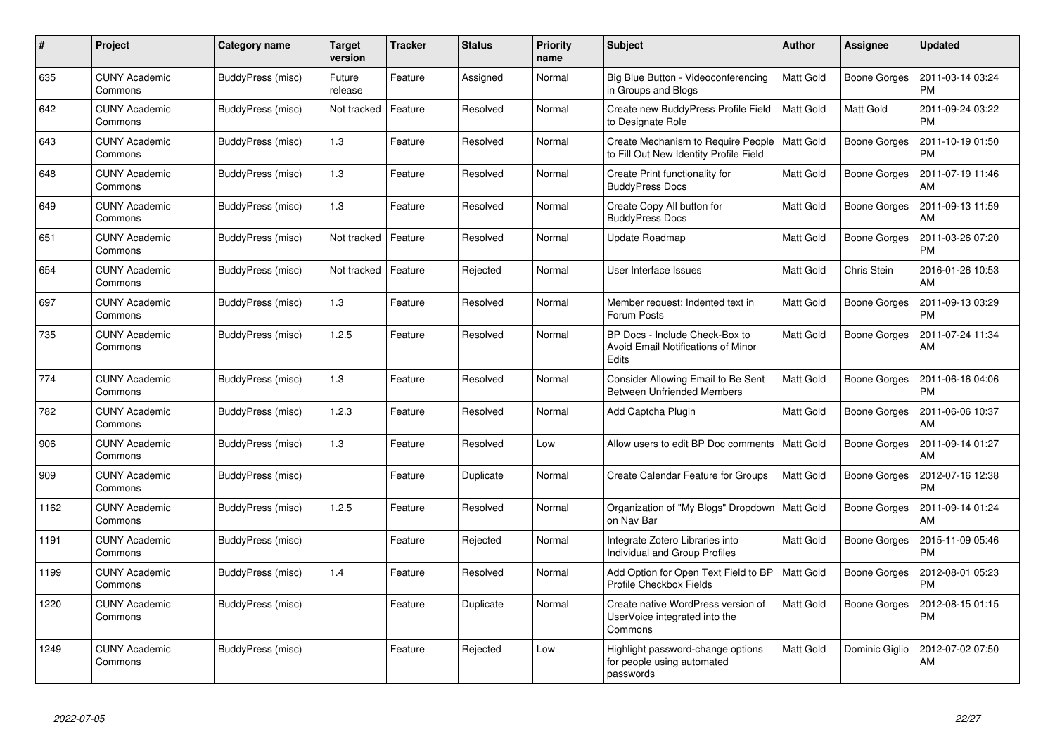| # | Project | Category name | Target version | Tracker | Status | Priority name | Subject | Author | Assignee | Updated |
|---|---|---|---|---|---|---|---|---|---|---|
| 635 | CUNY Academic Commons | BuddyPress (misc) | Future release | Feature | Assigned | Normal | Big Blue Button - Videoconferencing in Groups and Blogs | Matt Gold | Boone Gorges | 2011-03-14 03:24 PM |
| 642 | CUNY Academic Commons | BuddyPress (misc) | Not tracked | Feature | Resolved | Normal | Create new BuddyPress Profile Field to Designate Role | Matt Gold | Matt Gold | 2011-09-24 03:22 PM |
| 643 | CUNY Academic Commons | BuddyPress (misc) | 1.3 | Feature | Resolved | Normal | Create Mechanism to Require People to Fill Out New Identity Profile Field | Matt Gold | Boone Gorges | 2011-10-19 01:50 PM |
| 648 | CUNY Academic Commons | BuddyPress (misc) | 1.3 | Feature | Resolved | Normal | Create Print functionality for BuddyPress Docs | Matt Gold | Boone Gorges | 2011-07-19 11:46 AM |
| 649 | CUNY Academic Commons | BuddyPress (misc) | 1.3 | Feature | Resolved | Normal | Create Copy All button for BuddyPress Docs | Matt Gold | Boone Gorges | 2011-09-13 11:59 AM |
| 651 | CUNY Academic Commons | BuddyPress (misc) | Not tracked | Feature | Resolved | Normal | Update Roadmap | Matt Gold | Boone Gorges | 2011-03-26 07:20 PM |
| 654 | CUNY Academic Commons | BuddyPress (misc) | Not tracked | Feature | Rejected | Normal | User Interface Issues | Matt Gold | Chris Stein | 2016-01-26 10:53 AM |
| 697 | CUNY Academic Commons | BuddyPress (misc) | 1.3 | Feature | Resolved | Normal | Member request: Indented text in Forum Posts | Matt Gold | Boone Gorges | 2011-09-13 03:29 PM |
| 735 | CUNY Academic Commons | BuddyPress (misc) | 1.2.5 | Feature | Resolved | Normal | BP Docs - Include Check-Box to Avoid Email Notifications of Minor Edits | Matt Gold | Boone Gorges | 2011-07-24 11:34 AM |
| 774 | CUNY Academic Commons | BuddyPress (misc) | 1.3 | Feature | Resolved | Normal | Consider Allowing Email to Be Sent Between Unfriended Members | Matt Gold | Boone Gorges | 2011-06-16 04:06 PM |
| 782 | CUNY Academic Commons | BuddyPress (misc) | 1.2.3 | Feature | Resolved | Normal | Add Captcha Plugin | Matt Gold | Boone Gorges | 2011-06-06 10:37 AM |
| 906 | CUNY Academic Commons | BuddyPress (misc) | 1.3 | Feature | Resolved | Low | Allow users to edit BP Doc comments | Matt Gold | Boone Gorges | 2011-09-14 01:27 AM |
| 909 | CUNY Academic Commons | BuddyPress (misc) | | Feature | Duplicate | Normal | Create Calendar Feature for Groups | Matt Gold | Boone Gorges | 2012-07-16 12:38 PM |
| 1162 | CUNY Academic Commons | BuddyPress (misc) | 1.2.5 | Feature | Resolved | Normal | Organization of "My Blogs" Dropdown on Nav Bar | Matt Gold | Boone Gorges | 2011-09-14 01:24 AM |
| 1191 | CUNY Academic Commons | BuddyPress (misc) | | Feature | Rejected | Normal | Integrate Zotero Libraries into Individual and Group Profiles | Matt Gold | Boone Gorges | 2015-11-09 05:46 PM |
| 1199 | CUNY Academic Commons | BuddyPress (misc) | 1.4 | Feature | Resolved | Normal | Add Option for Open Text Field to BP Profile Checkbox Fields | Matt Gold | Boone Gorges | 2012-08-01 05:23 PM |
| 1220 | CUNY Academic Commons | BuddyPress (misc) | | Feature | Duplicate | Normal | Create native WordPress version of UserVoice integrated into the Commons | Matt Gold | Boone Gorges | 2012-08-15 01:15 PM |
| 1249 | CUNY Academic Commons | BuddyPress (misc) | | Feature | Rejected | Low | Highlight password-change options for people using automated passwords | Matt Gold | Dominic Giglio | 2012-07-02 07:50 AM |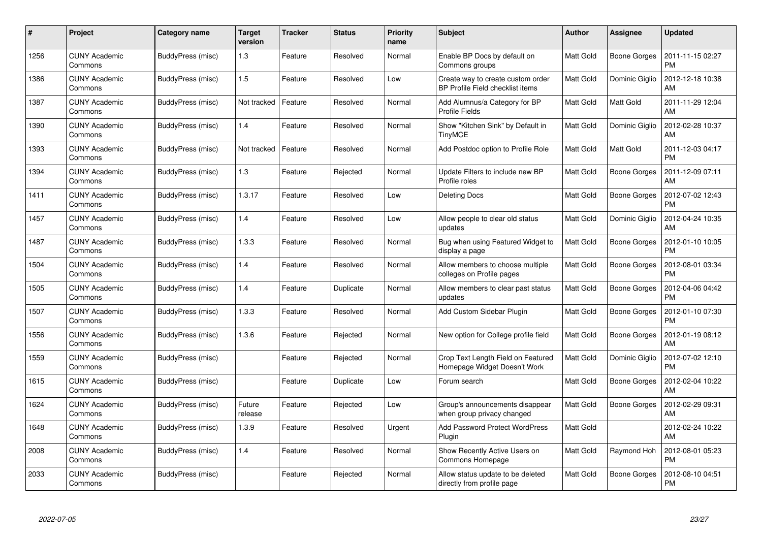| # | Project | Category name | Target version | Tracker | Status | Priority name | Subject | Author | Assignee | Updated |
|---|---|---|---|---|---|---|---|---|---|---|
| 1256 | CUNY Academic Commons | BuddyPress (misc) | 1.3 | Feature | Resolved | Normal | Enable BP Docs by default on Commons groups | Matt Gold | Boone Gorges | 2011-11-15 02:27 PM |
| 1386 | CUNY Academic Commons | BuddyPress (misc) | 1.5 | Feature | Resolved | Low | Create way to create custom order BP Profile Field checklist items | Matt Gold | Dominic Giglio | 2012-12-18 10:38 AM |
| 1387 | CUNY Academic Commons | BuddyPress (misc) | Not tracked | Feature | Resolved | Normal | Add Alumnus/a Category for BP Profile Fields | Matt Gold | Matt Gold | 2011-11-29 12:04 AM |
| 1390 | CUNY Academic Commons | BuddyPress (misc) | 1.4 | Feature | Resolved | Normal | Show "Kitchen Sink" by Default in TinyMCE | Matt Gold | Dominic Giglio | 2012-02-28 10:37 AM |
| 1393 | CUNY Academic Commons | BuddyPress (misc) | Not tracked | Feature | Resolved | Normal | Add Postdoc option to Profile Role | Matt Gold | Matt Gold | 2011-12-03 04:17 PM |
| 1394 | CUNY Academic Commons | BuddyPress (misc) | 1.3 | Feature | Rejected | Normal | Update Filters to include new BP Profile roles | Matt Gold | Boone Gorges | 2011-12-09 07:11 AM |
| 1411 | CUNY Academic Commons | BuddyPress (misc) | 1.3.17 | Feature | Resolved | Low | Deleting Docs | Matt Gold | Boone Gorges | 2012-07-02 12:43 PM |
| 1457 | CUNY Academic Commons | BuddyPress (misc) | 1.4 | Feature | Resolved | Low | Allow people to clear old status updates | Matt Gold | Dominic Giglio | 2012-04-24 10:35 AM |
| 1487 | CUNY Academic Commons | BuddyPress (misc) | 1.3.3 | Feature | Resolved | Normal | Bug when using Featured Widget to display a page | Matt Gold | Boone Gorges | 2012-01-10 10:05 PM |
| 1504 | CUNY Academic Commons | BuddyPress (misc) | 1.4 | Feature | Resolved | Normal | Allow members to choose multiple colleges on Profile pages | Matt Gold | Boone Gorges | 2012-08-01 03:34 PM |
| 1505 | CUNY Academic Commons | BuddyPress (misc) | 1.4 | Feature | Duplicate | Normal | Allow members to clear past status updates | Matt Gold | Boone Gorges | 2012-04-06 04:42 PM |
| 1507 | CUNY Academic Commons | BuddyPress (misc) | 1.3.3 | Feature | Resolved | Normal | Add Custom Sidebar Plugin | Matt Gold | Boone Gorges | 2012-01-10 07:30 PM |
| 1556 | CUNY Academic Commons | BuddyPress (misc) | 1.3.6 | Feature | Rejected | Normal | New option for College profile field | Matt Gold | Boone Gorges | 2012-01-19 08:12 AM |
| 1559 | CUNY Academic Commons | BuddyPress (misc) | | Feature | Rejected | Normal | Crop Text Length Field on Featured Homepage Widget Doesn't Work | Matt Gold | Dominic Giglio | 2012-07-02 12:10 PM |
| 1615 | CUNY Academic Commons | BuddyPress (misc) | | Feature | Duplicate | Low | Forum search | Matt Gold | Boone Gorges | 2012-02-04 10:22 AM |
| 1624 | CUNY Academic Commons | BuddyPress (misc) | Future release | Feature | Rejected | Low | Group's announcements disappear when group privacy changed | Matt Gold | Boone Gorges | 2012-02-29 09:31 AM |
| 1648 | CUNY Academic Commons | BuddyPress (misc) | 1.3.9 | Feature | Resolved | Urgent | Add Password Protect WordPress Plugin | Matt Gold | | 2012-02-24 10:22 AM |
| 2008 | CUNY Academic Commons | BuddyPress (misc) | 1.4 | Feature | Resolved | Normal | Show Recently Active Users on Commons Homepage | Matt Gold | Raymond Hoh | 2012-08-01 05:23 PM |
| 2033 | CUNY Academic Commons | BuddyPress (misc) | | Feature | Rejected | Normal | Allow status update to be deleted directly from profile page | Matt Gold | Boone Gorges | 2012-08-10 04:51 PM |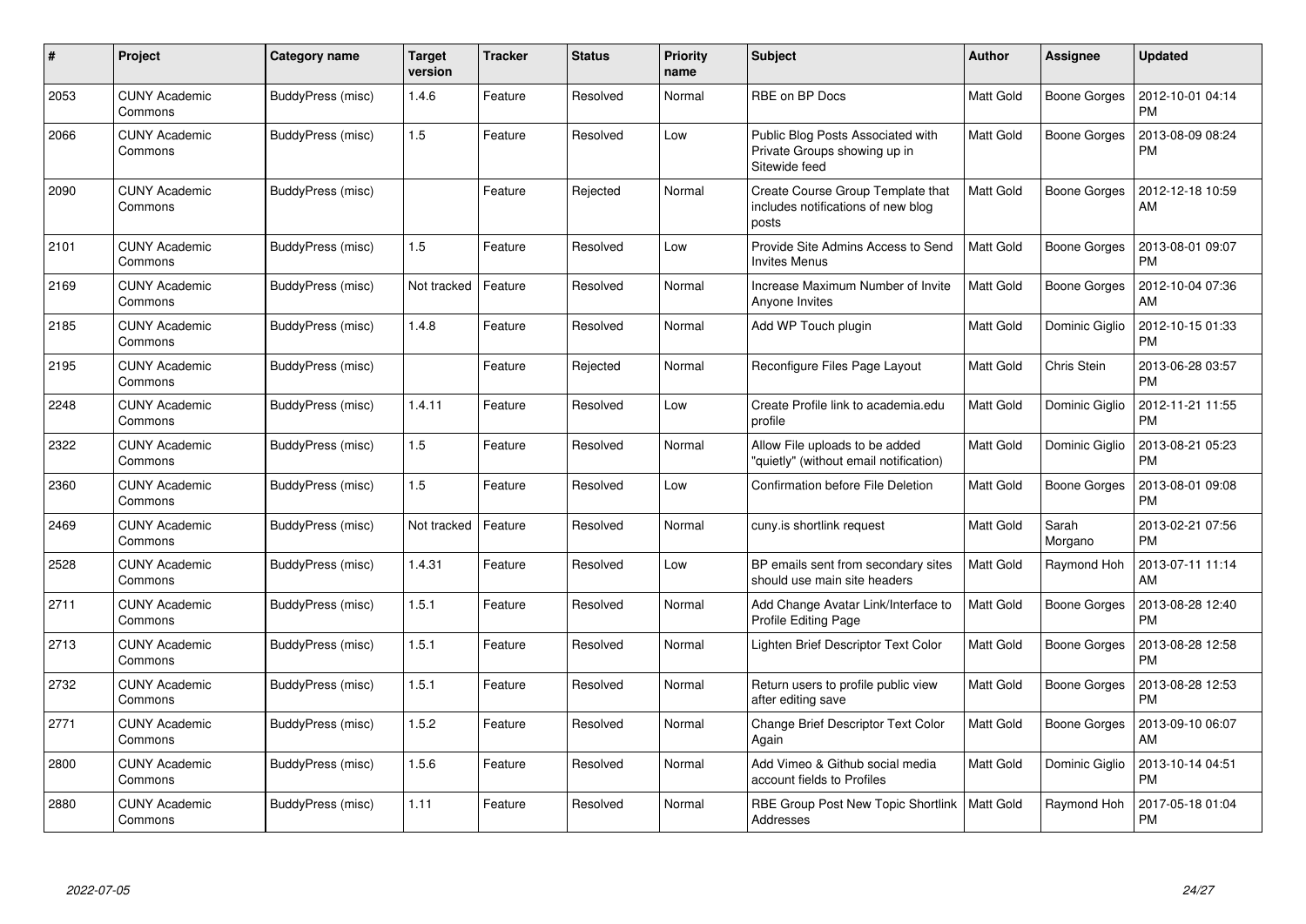| # | Project | Category name | Target version | Tracker | Status | Priority name | Subject | Author | Assignee | Updated |
|---|---|---|---|---|---|---|---|---|---|---|
| 2053 | CUNY Academic Commons | BuddyPress (misc) | 1.4.6 | Feature | Resolved | Normal | RBE on BP Docs | Matt Gold | Boone Gorges | 2012-10-01 04:14 PM |
| 2066 | CUNY Academic Commons | BuddyPress (misc) | 1.5 | Feature | Resolved | Low | Public Blog Posts Associated with Private Groups showing up in Sitewide feed | Matt Gold | Boone Gorges | 2013-08-09 08:24 PM |
| 2090 | CUNY Academic Commons | BuddyPress (misc) | | Feature | Rejected | Normal | Create Course Group Template that includes notifications of new blog posts | Matt Gold | Boone Gorges | 2012-12-18 10:59 AM |
| 2101 | CUNY Academic Commons | BuddyPress (misc) | 1.5 | Feature | Resolved | Low | Provide Site Admins Access to Send Invites Menus | Matt Gold | Boone Gorges | 2013-08-01 09:07 PM |
| 2169 | CUNY Academic Commons | BuddyPress (misc) | Not tracked | Feature | Resolved | Normal | Increase Maximum Number of Invite Anyone Invites | Matt Gold | Boone Gorges | 2012-10-04 07:36 AM |
| 2185 | CUNY Academic Commons | BuddyPress (misc) | 1.4.8 | Feature | Resolved | Normal | Add WP Touch plugin | Matt Gold | Dominic Giglio | 2012-10-15 01:33 PM |
| 2195 | CUNY Academic Commons | BuddyPress (misc) | | Feature | Rejected | Normal | Reconfigure Files Page Layout | Matt Gold | Chris Stein | 2013-06-28 03:57 PM |
| 2248 | CUNY Academic Commons | BuddyPress (misc) | 1.4.11 | Feature | Resolved | Low | Create Profile link to academia.edu profile | Matt Gold | Dominic Giglio | 2012-11-21 11:55 PM |
| 2322 | CUNY Academic Commons | BuddyPress (misc) | 1.5 | Feature | Resolved | Normal | Allow File uploads to be added "quietly" (without email notification) | Matt Gold | Dominic Giglio | 2013-08-21 05:23 PM |
| 2360 | CUNY Academic Commons | BuddyPress (misc) | 1.5 | Feature | Resolved | Low | Confirmation before File Deletion | Matt Gold | Boone Gorges | 2013-08-01 09:08 PM |
| 2469 | CUNY Academic Commons | BuddyPress (misc) | Not tracked | Feature | Resolved | Normal | cuny.is shortlink request | Matt Gold | Sarah Morgano | 2013-02-21 07:56 PM |
| 2528 | CUNY Academic Commons | BuddyPress (misc) | 1.4.31 | Feature | Resolved | Low | BP emails sent from secondary sites should use main site headers | Matt Gold | Raymond Hoh | 2013-07-11 11:14 AM |
| 2711 | CUNY Academic Commons | BuddyPress (misc) | 1.5.1 | Feature | Resolved | Normal | Add Change Avatar Link/Interface to Profile Editing Page | Matt Gold | Boone Gorges | 2013-08-28 12:40 PM |
| 2713 | CUNY Academic Commons | BuddyPress (misc) | 1.5.1 | Feature | Resolved | Normal | Lighten Brief Descriptor Text Color | Matt Gold | Boone Gorges | 2013-08-28 12:58 PM |
| 2732 | CUNY Academic Commons | BuddyPress (misc) | 1.5.1 | Feature | Resolved | Normal | Return users to profile public view after editing save | Matt Gold | Boone Gorges | 2013-08-28 12:53 PM |
| 2771 | CUNY Academic Commons | BuddyPress (misc) | 1.5.2 | Feature | Resolved | Normal | Change Brief Descriptor Text Color Again | Matt Gold | Boone Gorges | 2013-09-10 06:07 AM |
| 2800 | CUNY Academic Commons | BuddyPress (misc) | 1.5.6 | Feature | Resolved | Normal | Add Vimeo & Github social media account fields to Profiles | Matt Gold | Dominic Giglio | 2013-10-14 04:51 PM |
| 2880 | CUNY Academic Commons | BuddyPress (misc) | 1.11 | Feature | Resolved | Normal | RBE Group Post New Topic Shortlink Addresses | Matt Gold | Raymond Hoh | 2017-05-18 01:04 PM |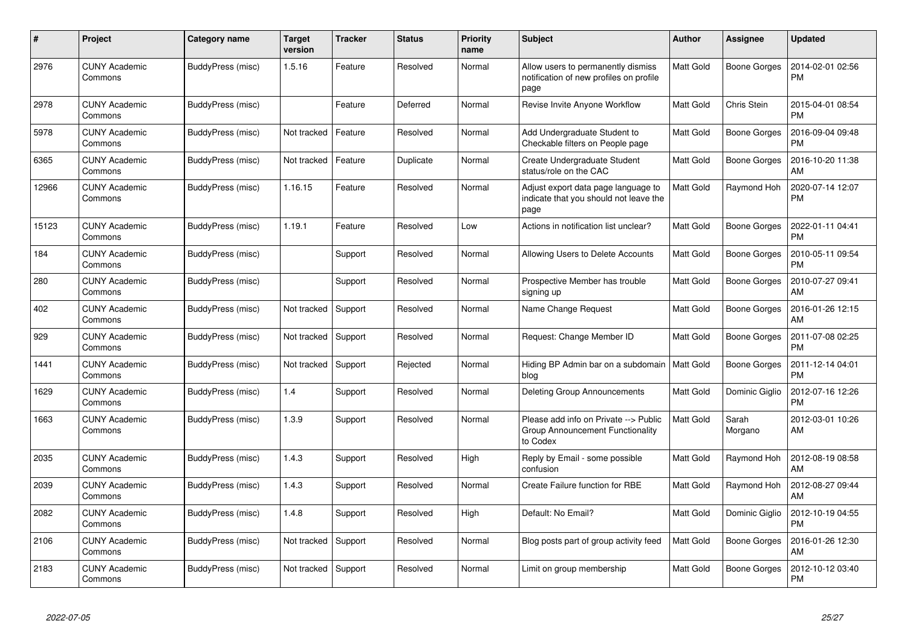| # | Project | Category name | Target version | Tracker | Status | Priority name | Subject | Author | Assignee | Updated |
|---|---|---|---|---|---|---|---|---|---|---|
| 2976 | CUNY Academic Commons | BuddyPress (misc) | 1.5.16 | Feature | Resolved | Normal | Allow users to permanently dismiss notification of new profiles on profile page | Matt Gold | Boone Gorges | 2014-02-01 02:56 PM |
| 2978 | CUNY Academic Commons | BuddyPress (misc) | | Feature | Deferred | Normal | Revise Invite Anyone Workflow | Matt Gold | Chris Stein | 2015-04-01 08:54 PM |
| 5978 | CUNY Academic Commons | BuddyPress (misc) | Not tracked | Feature | Resolved | Normal | Add Undergraduate Student to Checkable filters on People page | Matt Gold | Boone Gorges | 2016-09-04 09:48 PM |
| 6365 | CUNY Academic Commons | BuddyPress (misc) | Not tracked | Feature | Duplicate | Normal | Create Undergraduate Student status/role on the CAC | Matt Gold | Boone Gorges | 2016-10-20 11:38 AM |
| 12966 | CUNY Academic Commons | BuddyPress (misc) | 1.16.15 | Feature | Resolved | Normal | Adjust export data page language to indicate that you should not leave the page | Matt Gold | Raymond Hoh | 2020-07-14 12:07 PM |
| 15123 | CUNY Academic Commons | BuddyPress (misc) | 1.19.1 | Feature | Resolved | Low | Actions in notification list unclear? | Matt Gold | Boone Gorges | 2022-01-11 04:41 PM |
| 184 | CUNY Academic Commons | BuddyPress (misc) | | Support | Resolved | Normal | Allowing Users to Delete Accounts | Matt Gold | Boone Gorges | 2010-05-11 09:54 PM |
| 280 | CUNY Academic Commons | BuddyPress (misc) | | Support | Resolved | Normal | Prospective Member has trouble signing up | Matt Gold | Boone Gorges | 2010-07-27 09:41 AM |
| 402 | CUNY Academic Commons | BuddyPress (misc) | Not tracked | Support | Resolved | Normal | Name Change Request | Matt Gold | Boone Gorges | 2016-01-26 12:15 AM |
| 929 | CUNY Academic Commons | BuddyPress (misc) | Not tracked | Support | Resolved | Normal | Request: Change Member ID | Matt Gold | Boone Gorges | 2011-07-08 02:25 PM |
| 1441 | CUNY Academic Commons | BuddyPress (misc) | Not tracked | Support | Rejected | Normal | Hiding BP Admin bar on a subdomain blog | Matt Gold | Boone Gorges | 2011-12-14 04:01 PM |
| 1629 | CUNY Academic Commons | BuddyPress (misc) | 1.4 | Support | Resolved | Normal | Deleting Group Announcements | Matt Gold | Dominic Giglio | 2012-07-16 12:26 PM |
| 1663 | CUNY Academic Commons | BuddyPress (misc) | 1.3.9 | Support | Resolved | Normal | Please add info on Private --> Public Group Announcement Functionality to Codex | Matt Gold | Sarah Morgano | 2012-03-01 10:26 AM |
| 2035 | CUNY Academic Commons | BuddyPress (misc) | 1.4.3 | Support | Resolved | High | Reply by Email - some possible confusion | Matt Gold | Raymond Hoh | 2012-08-19 08:58 AM |
| 2039 | CUNY Academic Commons | BuddyPress (misc) | 1.4.3 | Support | Resolved | Normal | Create Failure function for RBE | Matt Gold | Raymond Hoh | 2012-08-27 09:44 AM |
| 2082 | CUNY Academic Commons | BuddyPress (misc) | 1.4.8 | Support | Resolved | High | Default: No Email? | Matt Gold | Dominic Giglio | 2012-10-19 04:55 PM |
| 2106 | CUNY Academic Commons | BuddyPress (misc) | Not tracked | Support | Resolved | Normal | Blog posts part of group activity feed | Matt Gold | Boone Gorges | 2016-01-26 12:30 AM |
| 2183 | CUNY Academic Commons | BuddyPress (misc) | Not tracked | Support | Resolved | Normal | Limit on group membership | Matt Gold | Boone Gorges | 2012-10-12 03:40 PM |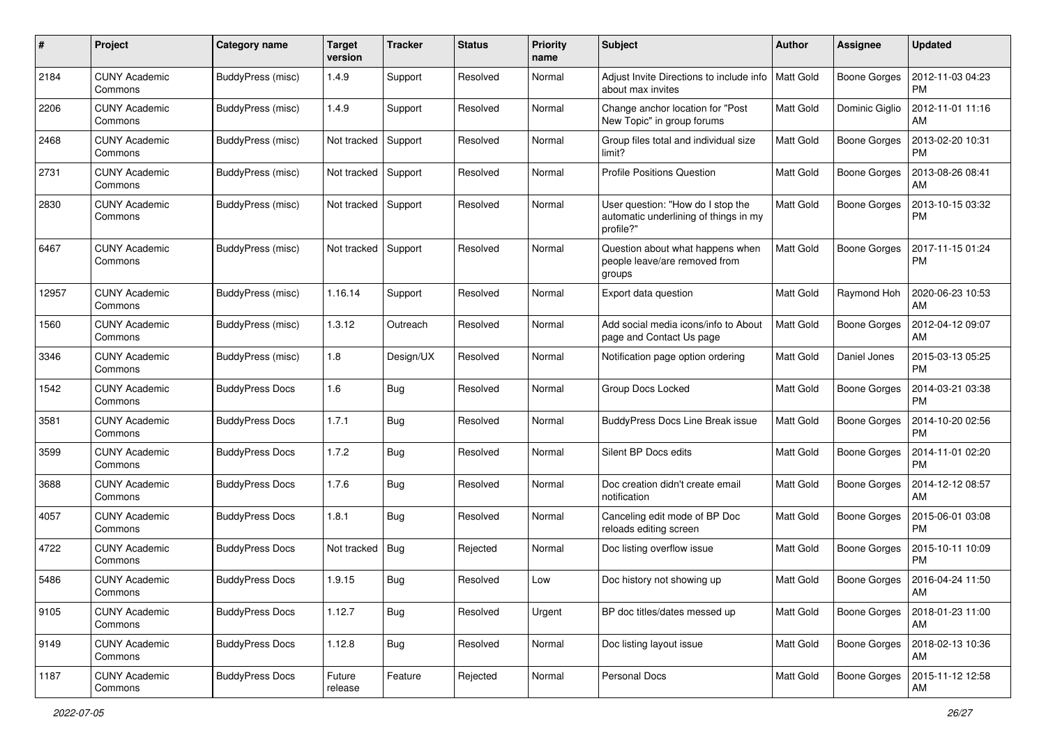| # | Project | Category name | Target version | Tracker | Status | Priority name | Subject | Author | Assignee | Updated |
|---|---|---|---|---|---|---|---|---|---|---|
| 2184 | CUNY Academic Commons | BuddyPress (misc) | 1.4.9 | Support | Resolved | Normal | Adjust Invite Directions to include info about max invites | Matt Gold | Boone Gorges | 2012-11-03 04:23 PM |
| 2206 | CUNY Academic Commons | BuddyPress (misc) | 1.4.9 | Support | Resolved | Normal | Change anchor location for "Post New Topic" in group forums | Matt Gold | Dominic Giglio | 2012-11-01 11:16 AM |
| 2468 | CUNY Academic Commons | BuddyPress (misc) | Not tracked | Support | Resolved | Normal | Group files total and individual size limit? | Matt Gold | Boone Gorges | 2013-02-20 10:31 PM |
| 2731 | CUNY Academic Commons | BuddyPress (misc) | Not tracked | Support | Resolved | Normal | Profile Positions Question | Matt Gold | Boone Gorges | 2013-08-26 08:41 AM |
| 2830 | CUNY Academic Commons | BuddyPress (misc) | Not tracked | Support | Resolved | Normal | User question: "How do I stop the automatic underlining of things in my profile?" | Matt Gold | Boone Gorges | 2013-10-15 03:32 PM |
| 6467 | CUNY Academic Commons | BuddyPress (misc) | Not tracked | Support | Resolved | Normal | Question about what happens when people leave/are removed from groups | Matt Gold | Boone Gorges | 2017-11-15 01:24 PM |
| 12957 | CUNY Academic Commons | BuddyPress (misc) | 1.16.14 | Support | Resolved | Normal | Export data question | Matt Gold | Raymond Hoh | 2020-06-23 10:53 AM |
| 1560 | CUNY Academic Commons | BuddyPress (misc) | 1.3.12 | Outreach | Resolved | Normal | Add social media icons/info to About page and Contact Us page | Matt Gold | Boone Gorges | 2012-04-12 09:07 AM |
| 3346 | CUNY Academic Commons | BuddyPress (misc) | 1.8 | Design/UX | Resolved | Normal | Notification page option ordering | Matt Gold | Daniel Jones | 2015-03-13 05:25 PM |
| 1542 | CUNY Academic Commons | BuddyPress Docs | 1.6 | Bug | Resolved | Normal | Group Docs Locked | Matt Gold | Boone Gorges | 2014-03-21 03:38 PM |
| 3581 | CUNY Academic Commons | BuddyPress Docs | 1.7.1 | Bug | Resolved | Normal | BuddyPress Docs Line Break issue | Matt Gold | Boone Gorges | 2014-10-20 02:56 PM |
| 3599 | CUNY Academic Commons | BuddyPress Docs | 1.7.2 | Bug | Resolved | Normal | Silent BP Docs edits | Matt Gold | Boone Gorges | 2014-11-01 02:20 PM |
| 3688 | CUNY Academic Commons | BuddyPress Docs | 1.7.6 | Bug | Resolved | Normal | Doc creation didn't create email notification | Matt Gold | Boone Gorges | 2014-12-12 08:57 AM |
| 4057 | CUNY Academic Commons | BuddyPress Docs | 1.8.1 | Bug | Resolved | Normal | Canceling edit mode of BP Doc reloads editing screen | Matt Gold | Boone Gorges | 2015-06-01 03:08 PM |
| 4722 | CUNY Academic Commons | BuddyPress Docs | Not tracked | Bug | Rejected | Normal | Doc listing overflow issue | Matt Gold | Boone Gorges | 2015-10-11 10:09 PM |
| 5486 | CUNY Academic Commons | BuddyPress Docs | 1.9.15 | Bug | Resolved | Low | Doc history not showing up | Matt Gold | Boone Gorges | 2016-04-24 11:50 AM |
| 9105 | CUNY Academic Commons | BuddyPress Docs | 1.12.7 | Bug | Resolved | Urgent | BP doc titles/dates messed up | Matt Gold | Boone Gorges | 2018-01-23 11:00 AM |
| 9149 | CUNY Academic Commons | BuddyPress Docs | 1.12.8 | Bug | Resolved | Normal | Doc listing layout issue | Matt Gold | Boone Gorges | 2018-02-13 10:36 AM |
| 1187 | CUNY Academic Commons | BuddyPress Docs | Future release | Feature | Rejected | Normal | Personal Docs | Matt Gold | Boone Gorges | 2015-11-12 12:58 AM |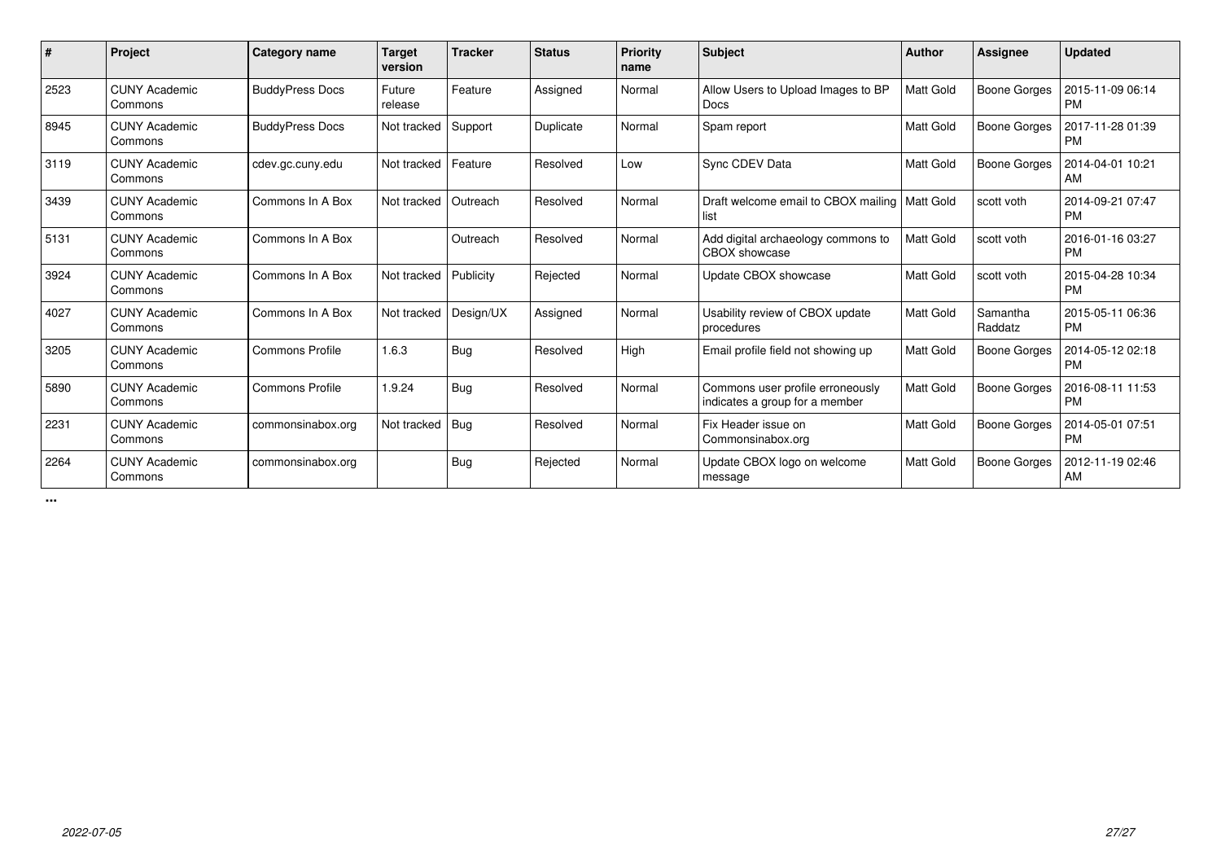| # | Project | Category name | Target version | Tracker | Status | Priority name | Subject | Author | Assignee | Updated |
|---|---|---|---|---|---|---|---|---|---|---|
| 2523 | CUNY Academic Commons | BuddyPress Docs | Future release | Feature | Assigned | Normal | Allow Users to Upload Images to BP Docs | Matt Gold | Boone Gorges | 2015-11-09 06:14 PM |
| 8945 | CUNY Academic Commons | BuddyPress Docs | Not tracked | Support | Duplicate | Normal | Spam report | Matt Gold | Boone Gorges | 2017-11-28 01:39 PM |
| 3119 | CUNY Academic Commons | cdev.gc.cuny.edu | Not tracked | Feature | Resolved | Low | Sync CDEV Data | Matt Gold | Boone Gorges | 2014-04-01 10:21 AM |
| 3439 | CUNY Academic Commons | Commons In A Box | Not tracked | Outreach | Resolved | Normal | Draft welcome email to CBOX mailing list | Matt Gold | scott voth | 2014-09-21 07:47 PM |
| 5131 | CUNY Academic Commons | Commons In A Box | | Outreach | Resolved | Normal | Add digital archaeology commons to CBOX showcase | Matt Gold | scott voth | 2016-01-16 03:27 PM |
| 3924 | CUNY Academic Commons | Commons In A Box | Not tracked | Publicity | Rejected | Normal | Update CBOX showcase | Matt Gold | scott voth | 2015-04-28 10:34 PM |
| 4027 | CUNY Academic Commons | Commons In A Box | Not tracked | Design/UX | Assigned | Normal | Usability review of CBOX update procedures | Matt Gold | Samantha Raddatz | 2015-05-11 06:36 PM |
| 3205 | CUNY Academic Commons | Commons Profile | 1.6.3 | Bug | Resolved | High | Email profile field not showing up | Matt Gold | Boone Gorges | 2014-05-12 02:18 PM |
| 5890 | CUNY Academic Commons | Commons Profile | 1.9.24 | Bug | Resolved | Normal | Commons user profile erroneously indicates a group for a member | Matt Gold | Boone Gorges | 2016-08-11 11:53 PM |
| 2231 | CUNY Academic Commons | commonsinabox.org | Not tracked | Bug | Resolved | Normal | Fix Header issue on Commonsinabox.org | Matt Gold | Boone Gorges | 2014-05-01 07:51 PM |
| 2264 | CUNY Academic Commons | commonsinabox.org | | Bug | Rejected | Normal | Update CBOX logo on welcome message | Matt Gold | Boone Gorges | 2012-11-19 02:46 AM |

...